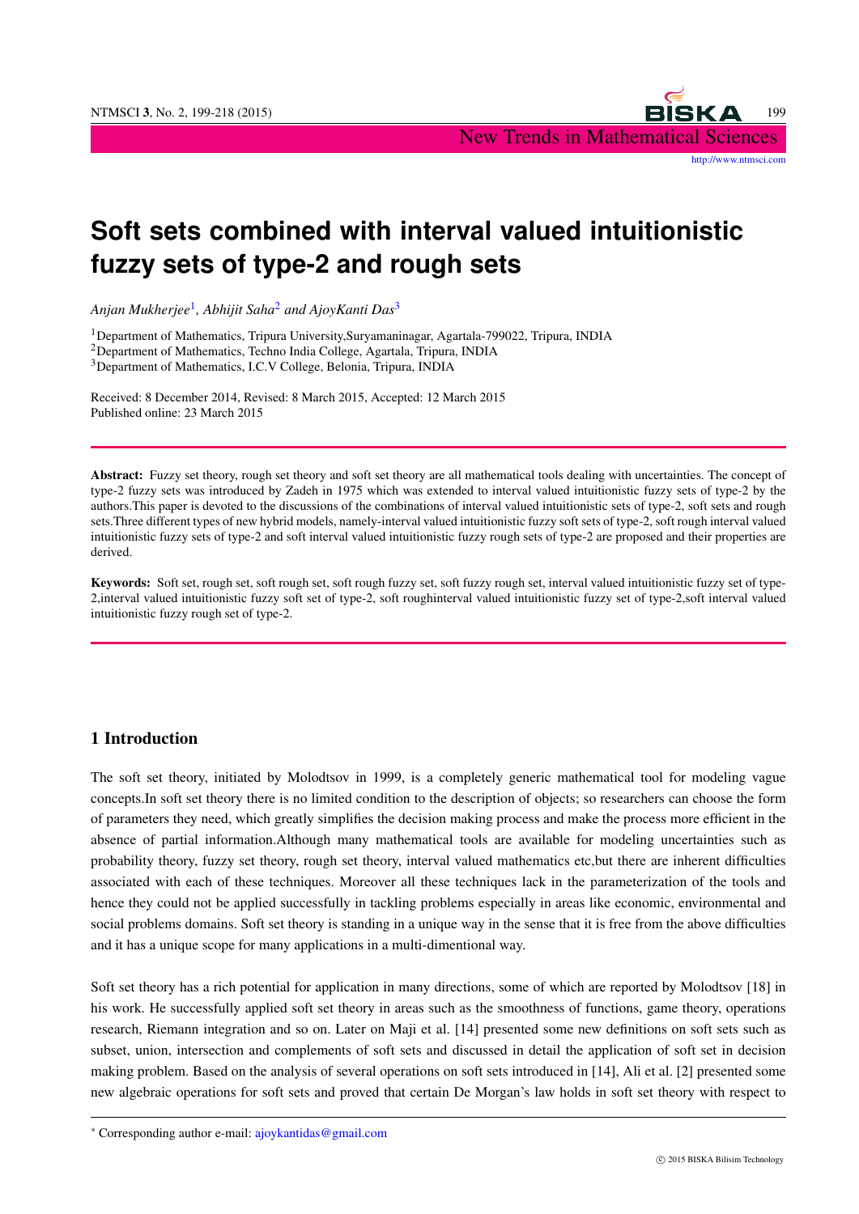# Soft sets combined with interval valued intuitionistic fuzzy sets of type-2 and rough sets

*Anjan Mukherjee*[1]*, Abhijit Saha*[2] *and AjoyKanti Das*[3]

[1]Department of Mathematics, Tripura University,Suryamaninagar, Agartala-799022, Tripura, INDIA
[2]Department of Mathematics, Techno India College, Agartala, Tripura, INDIA
[3]Department of Mathematics, I.C.V College, Belonia, Tripura, INDIA

Received: 8 December 2014, Revised: 8 March 2015, Accepted: 12 March 2015
Published online: 23 March 2015

**Abstract:** Fuzzy set theory, rough set theory and soft set theory are all mathematical tools dealing with uncertainties. The concept of type-2 fuzzy sets was introduced by Zadeh in 1975 which was extended to interval valued intuitionistic fuzzy sets of type-2 by the authors.This paper is devoted to the discussions of the combinations of interval valued intuitionistic sets of type-2, soft sets and rough sets.Three different types of new hybrid models, namely-interval valued intuitionistic fuzzy soft sets of type-2, soft rough interval valued intuitionistic fuzzy sets of type-2 and soft interval valued intuitionistic fuzzy rough sets of type-2 are proposed and their properties are derived.

**Keywords:** Soft set, rough set, soft rough set, soft rough fuzzy set, soft fuzzy rough set, interval valued intuitionistic fuzzy set of type-2,interval valued intuitionistic fuzzy soft set of type-2, soft roughinterval valued intuitionistic fuzzy set of type-2,soft interval valued intuitionistic fuzzy rough set of type-2.

## 1 Introduction

The soft set theory, initiated by Molodtsov in 1999, is a completely generic mathematical tool for modeling vague concepts.In soft set theory there is no limited condition to the description of objects; so researchers can choose the form of parameters they need, which greatly simplifies the decision making process and make the process more efficient in the absence of partial information.Although many mathematical tools are available for modeling uncertainties such as probability theory, fuzzy set theory, rough set theory, interval valued mathematics etc,but there are inherent difficulties associated with each of these techniques. Moreover all these techniques lack in the parameterization of the tools and hence they could not be applied successfully in tackling problems especially in areas like economic, environmental and social problems domains. Soft set theory is standing in a unique way in the sense that it is free from the above difficulties and it has a unique scope for many applications in a multi-dimentional way.

Soft set theory has a rich potential for application in many directions, some of which are reported by Molodtsov [18] in his work. He successfully applied soft set theory in areas such as the smoothness of functions, game theory, operations research, Riemann integration and so on. Later on Maji et al. [14] presented some new definitions on soft sets such as subset, union, intersection and complements of soft sets and discussed in detail the application of soft set in decision making problem. Based on the analysis of several operations on soft sets introduced in [14], Ali et al. [2] presented some new algebraic operations for soft sets and proved that certain De Morgan's law holds in soft set theory with respect to

* Corresponding author e-mail: ajoykantidas@gmail.com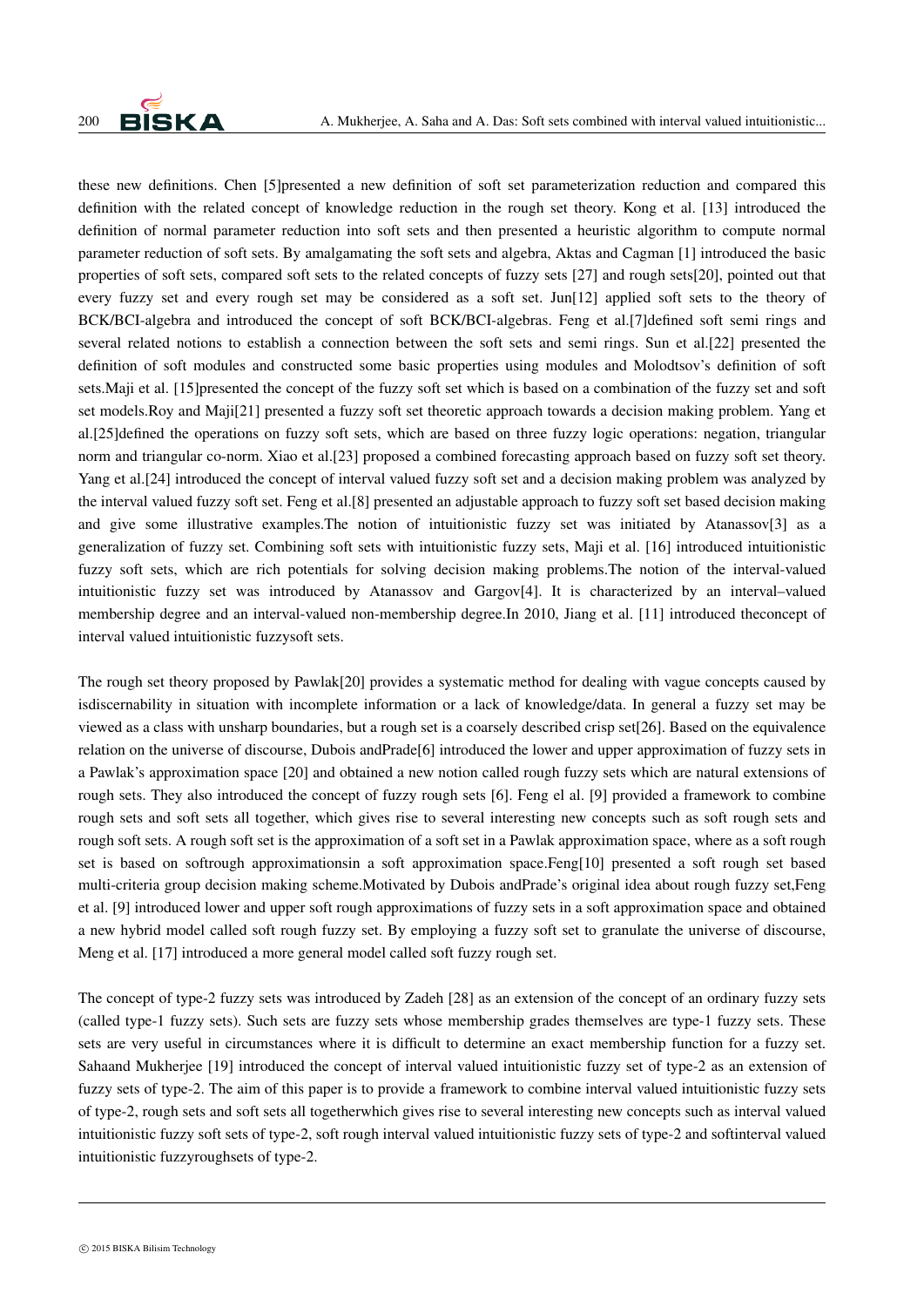these new definitions. Chen [5]presented a new definition of soft set parameterization reduction and compared this definition with the related concept of knowledge reduction in the rough set theory. Kong et al. [13] introduced the definition of normal parameter reduction into soft sets and then presented a heuristic algorithm to compute normal parameter reduction of soft sets. By amalgamating the soft sets and algebra, Aktas and Cagman [1] introduced the basic properties of soft sets, compared soft sets to the related concepts of fuzzy sets [27] and rough sets[20], pointed out that every fuzzy set and every rough set may be considered as a soft set. Jun[12] applied soft sets to the theory of BCK/BCI-algebra and introduced the concept of soft BCK/BCI-algebras. Feng et al.[7]defined soft semi rings and several related notions to establish a connection between the soft sets and semi rings. Sun et al.[22] presented the definition of soft modules and constructed some basic properties using modules and Molodtsov's definition of soft sets.Maji et al. [15]presented the concept of the fuzzy soft set which is based on a combination of the fuzzy set and soft set models.Roy and Maji[21] presented a fuzzy soft set theoretic approach towards a decision making problem. Yang et al.[25]defined the operations on fuzzy soft sets, which are based on three fuzzy logic operations: negation, triangular norm and triangular co-norm. Xiao et al.[23] proposed a combined forecasting approach based on fuzzy soft set theory. Yang et al.[24] introduced the concept of interval valued fuzzy soft set and a decision making problem was analyzed by the interval valued fuzzy soft set. Feng et al.[8] presented an adjustable approach to fuzzy soft set based decision making and give some illustrative examples.The notion of intuitionistic fuzzy set was initiated by Atanassov[3] as a generalization of fuzzy set. Combining soft sets with intuitionistic fuzzy sets, Maji et al. [16] introduced intuitionistic fuzzy soft sets, which are rich potentials for solving decision making problems.The notion of the interval-valued intuitionistic fuzzy set was introduced by Atanassov and Gargov[4]. It is characterized by an interval–valued membership degree and an interval-valued non-membership degree.In 2010, Jiang et al. [11] introduced theconcept of interval valued intuitionistic fuzzysoft sets.

The rough set theory proposed by Pawlak[20] provides a systematic method for dealing with vague concepts caused by isdiscernability in situation with incomplete information or a lack of knowledge/data. In general a fuzzy set may be viewed as a class with unsharp boundaries, but a rough set is a coarsely described crisp set[26]. Based on the equivalence relation on the universe of discourse, Dubois andPrade[6] introduced the lower and upper approximation of fuzzy sets in a Pawlak's approximation space [20] and obtained a new notion called rough fuzzy sets which are natural extensions of rough sets. They also introduced the concept of fuzzy rough sets [6]. Feng el al. [9] provided a framework to combine rough sets and soft sets all together, which gives rise to several interesting new concepts such as soft rough sets and rough soft sets. A rough soft set is the approximation of a soft set in a Pawlak approximation space, where as a soft rough set is based on softrough approximationsin a soft approximation space.Feng[10] presented a soft rough set based multi-criteria group decision making scheme.Motivated by Dubois andPrade's original idea about rough fuzzy set,Feng et al. [9] introduced lower and upper soft rough approximations of fuzzy sets in a soft approximation space and obtained a new hybrid model called soft rough fuzzy set. By employing a fuzzy soft set to granulate the universe of discourse, Meng et al. [17] introduced a more general model called soft fuzzy rough set.

The concept of type-2 fuzzy sets was introduced by Zadeh [28] as an extension of the concept of an ordinary fuzzy sets (called type-1 fuzzy sets). Such sets are fuzzy sets whose membership grades themselves are type-1 fuzzy sets. These sets are very useful in circumstances where it is difficult to determine an exact membership function for a fuzzy set. Sahaand Mukherjee [19] introduced the concept of interval valued intuitionistic fuzzy set of type-2 as an extension of fuzzy sets of type-2. The aim of this paper is to provide a framework to combine interval valued intuitionistic fuzzy sets of type-2, rough sets and soft sets all togetherwhich gives rise to several interesting new concepts such as interval valued intuitionistic fuzzy soft sets of type-2, soft rough interval valued intuitionistic fuzzy sets of type-2 and softinterval valued intuitionistic fuzzyroughsets of type-2.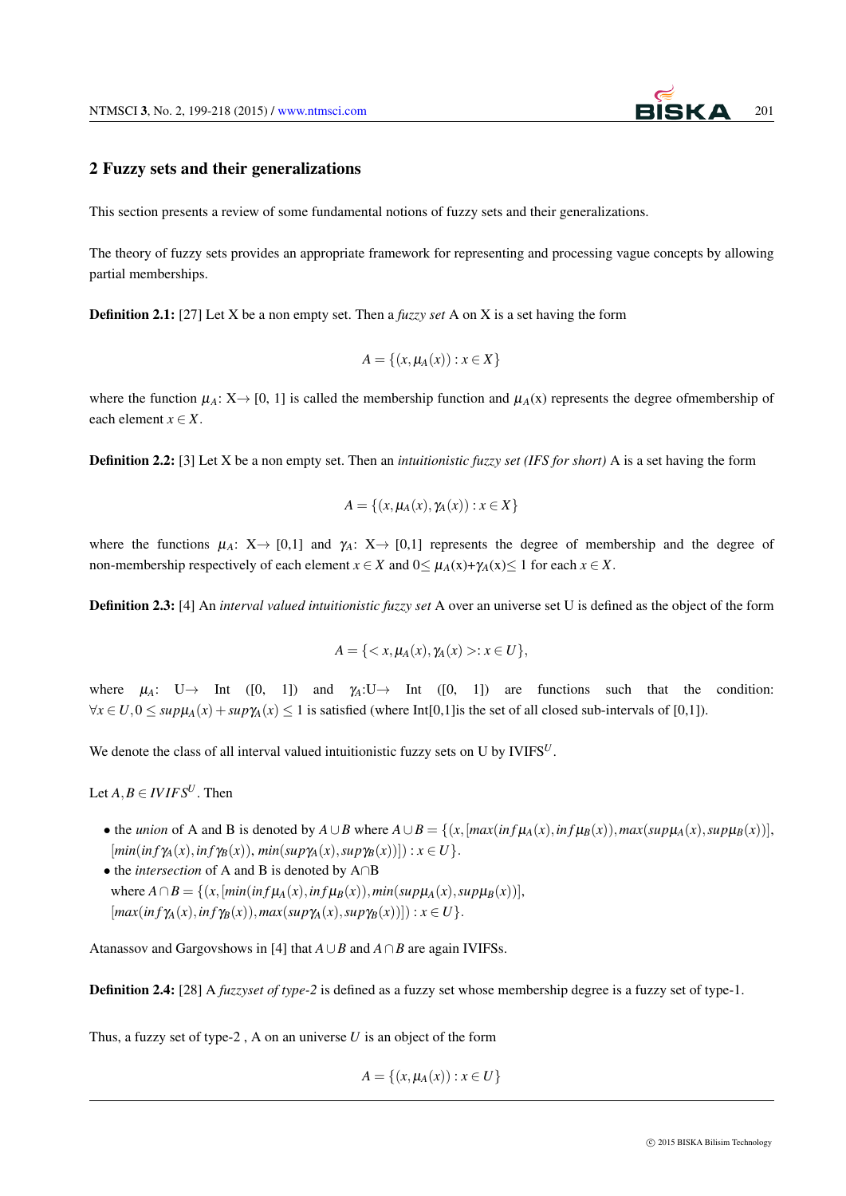## 2 Fuzzy sets and their generalizations

This section presents a review of some fundamental notions of fuzzy sets and their generalizations.

The theory of fuzzy sets provides an appropriate framework for representing and processing vague concepts by allowing partial memberships.

**Definition 2.1:** [27] Let X be a non empty set. Then a *fuzzy set* A on X is a set having the form

$$A = \{(x, \mu_A(x)) : x \in X\}$$

where the function $\mu_A$: X→ [0, 1] is called the membership function and $\mu_A$(x) represents the degree ofmembership of each element $x \in X$.

**Definition 2.2:** [3] Let X be a non empty set. Then an *intuitionistic fuzzy set (IFS for short)* A is a set having the form

$$A = \{(x, \mu_A(x), \gamma_A(x)) : x \in X\}$$

where the functions $\mu_A$: X→ [0,1] and $\gamma_A$: X→ [0,1] represents the degree of membership and the degree of non-membership respectively of each element $x \in X$ and $0 \leq \mu_A(x)+\gamma_A(x) \leq 1$ for each $x \in X$.

**Definition 2.3:** [4] An *interval valued intuitionistic fuzzy set* A over an universe set U is defined as the object of the form

$$A = \{< x, \mu_A(x), \gamma_A(x) >: x \in U\},$$

where $\mu_A$: U→ Int ([0, 1]) and $\gamma_A$:U→ Int ([0, 1]) are functions such that the condition: $\forall x \in U, 0 \leq sup\mu_A(x) + sup\gamma_A(x) \leq 1$ is satisfied (where Int[0,1]is the set of all closed sub-intervals of [0,1]).

We denote the class of all interval valued intuitionistic fuzzy sets on U by IVIFS$^U$.

Let $A, B \in IVIFS^U$. Then

- the *union* of A and B is denoted by $A \cup B$ where $A \cup B = \{(x, [max(inf\mu_A(x), inf\mu_B(x)), max(sup\mu_A(x), sup\mu_B(x))], [min(inf\gamma_A(x), inf\gamma_B(x)), min(sup\gamma_A(x), sup\gamma_B(x))]) : x \in U\}$.
- the *intersection* of A and B is denoted by A∩B where $A \cap B = \{(x, [min(inf\mu_A(x), inf\mu_B(x)), min(sup\mu_A(x), sup\mu_B(x))], [max(inf\gamma_A(x), inf\gamma_B(x)), max(sup\gamma_A(x), sup\gamma_B(x))]) : x \in U\}$.

Atanassov and Gargovshows in [4] that $A \cup B$ and $A \cap B$ are again IVIFSs.

**Definition 2.4:** [28] A *fuzzyset of type-2* is defined as a fuzzy set whose membership degree is a fuzzy set of type-1.

Thus, a fuzzy set of type-2 , A on an universe $U$ is an object of the form

$$A = \{(x, \mu_A(x)) : x \in U\}$$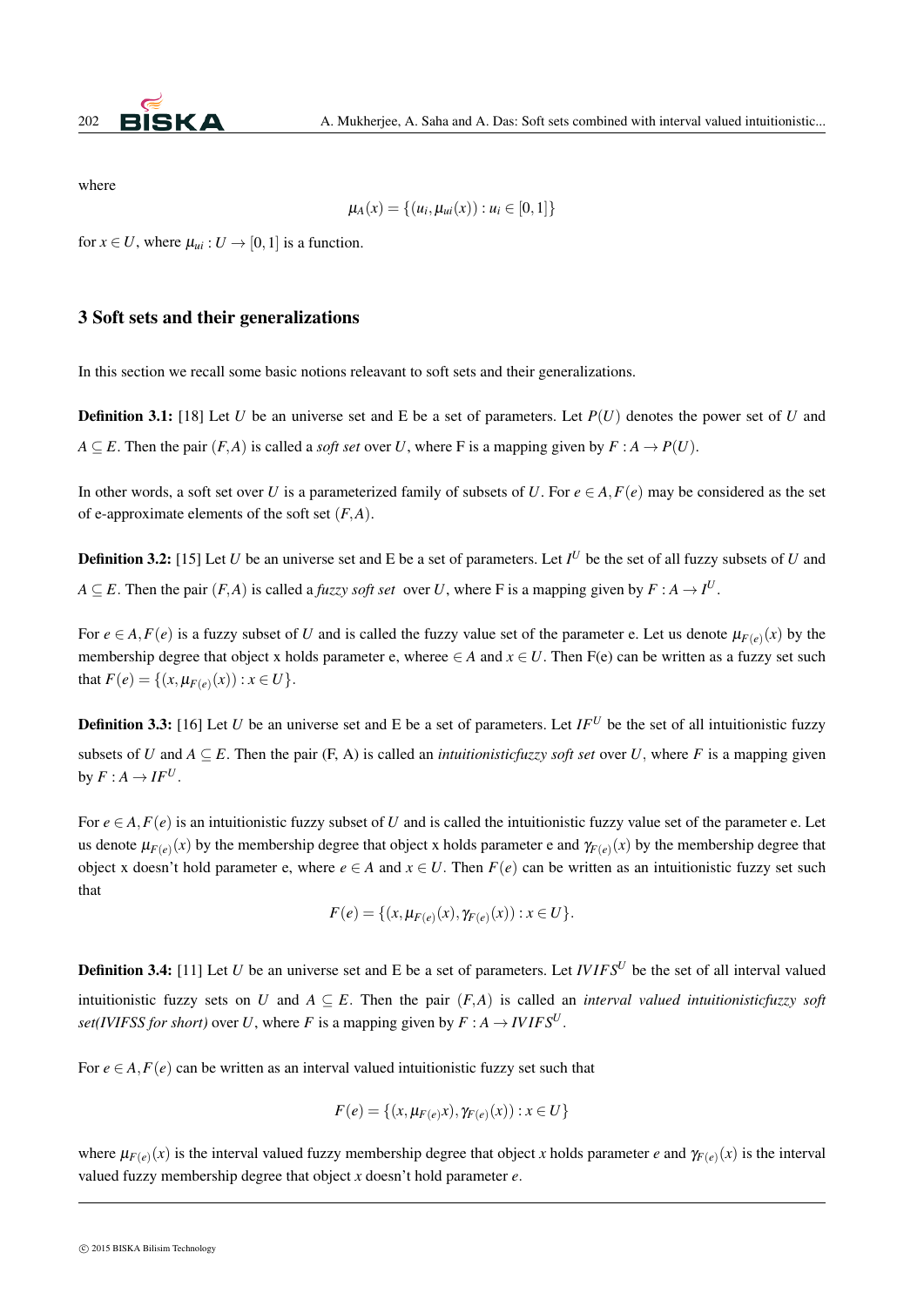where

$$\mu_A(x) = \{(u_i, \mu_{ui}(x)) : u_i \in [0,1]\}$$

for $x \in U$, where $\mu_{ui} : U \to [0,1]$ is a function.

## 3 Soft sets and their generalizations

In this section we recall some basic notions releavant to soft sets and their generalizations.

**Definition 3.1:** [18] Let $U$ be an universe set and E be a set of parameters. Let $P(U)$ denotes the power set of $U$ and $A \subseteq E$. Then the pair $(F,A)$ is called a *soft set* over $U$, where F is a mapping given by $F : A \to P(U)$.

In other words, a soft set over $U$ is a parameterized family of subsets of $U$. For $e \in A, F(e)$ may be considered as the set of e-approximate elements of the soft set $(F,A)$.

**Definition 3.2:** [15] Let $U$ be an universe set and E be a set of parameters. Let $I^U$ be the set of all fuzzy subsets of $U$ and $A \subseteq E$. Then the pair $(F,A)$ is called a *fuzzy soft set* over $U$, where F is a mapping given by $F : A \to I^U$.

For $e \in A, F(e)$ is a fuzzy subset of $U$ and is called the fuzzy value set of the parameter e. Let us denote $\mu_{F(e)}(x)$ by the membership degree that object x holds parameter e, wheree $\in A$ and $x \in U$. Then F(e) can be written as a fuzzy set such that $F(e) = \{(x, \mu_{F(e)}(x)) : x \in U\}$.

**Definition 3.3:** [16] Let $U$ be an universe set and E be a set of parameters. Let $IF^U$ be the set of all intuitionistic fuzzy subsets of $U$ and $A \subseteq E$. Then the pair (F, A) is called an *intuitionisticfuzzy soft set* over $U$, where $F$ is a mapping given by $F : A \to IF^U$.

For $e \in A, F(e)$ is an intuitionistic fuzzy subset of $U$ and is called the intuitionistic fuzzy value set of the parameter e. Let us denote $\mu_{F(e)}(x)$ by the membership degree that object x holds parameter e and $\gamma_{F(e)}(x)$ by the membership degree that object x doesn't hold parameter e, where $e \in A$ and $x \in U$. Then $F(e)$ can be written as an intuitionistic fuzzy set such that

$$F(e) = \{(x, \mu_{F(e)}(x), \gamma_{F(e)}(x)) : x \in U\}.$$

**Definition 3.4:** [11] Let $U$ be an universe set and E be a set of parameters. Let $IVIFS^U$ be the set of all interval valued intuitionistic fuzzy sets on $U$ and $A \subseteq E$. Then the pair $(F,A)$ is called an *interval valued intuitionisticfuzzy soft set(IVIFSS for short)* over $U$, where $F$ is a mapping given by $F : A \to IVIFS^U$.

For $e \in A, F(e)$ can be written as an interval valued intuitionistic fuzzy set such that

$$F(e) = \{(x, \mu_{F(e)}x), \gamma_{F(e)}(x)) : x \in U\}$$

where $\mu_{F(e)}(x)$ is the interval valued fuzzy membership degree that object $x$ holds parameter $e$ and $\gamma_{F(e)}(x)$ is the interval valued fuzzy membership degree that object $x$ doesn't hold parameter $e$.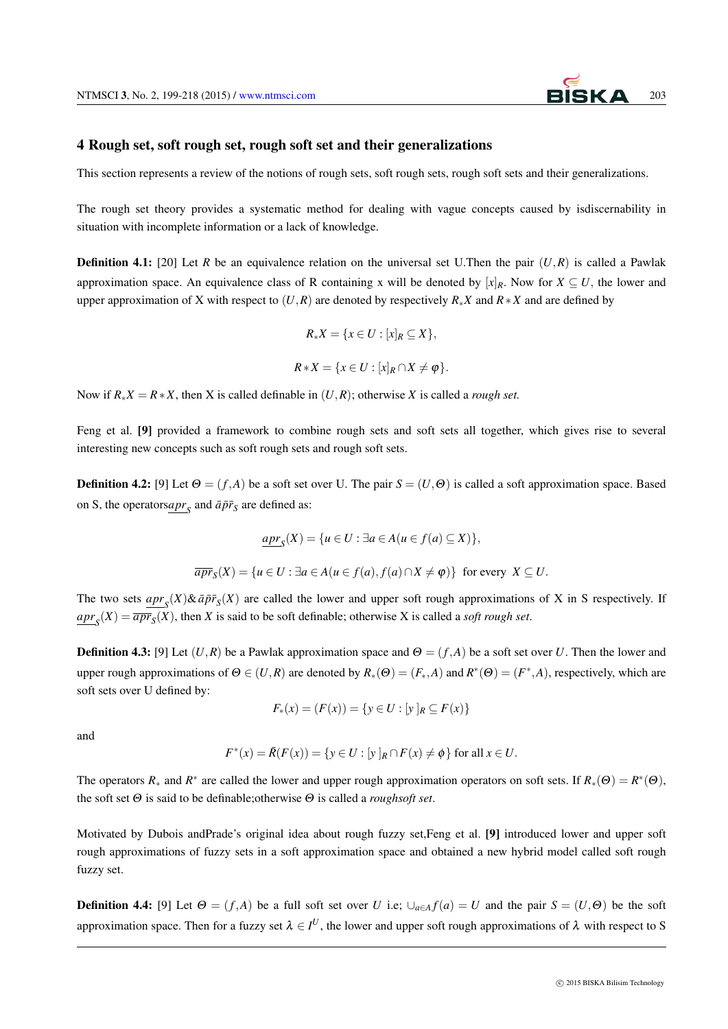## 4 Rough set, soft rough set, rough soft set and their generalizations

This section represents a review of the notions of rough sets, soft rough sets, rough soft sets and their generalizations.

The rough set theory provides a systematic method for dealing with vague concepts caused by isdiscernability in situation with incomplete information or a lack of knowledge.

**Definition 4.1:** [20] Let $R$ be an equivalence relation on the universal set U.Then the pair $(U,R)$ is called a Pawlak approximation space. An equivalence class of R containing x will be denoted by $[x]_R$. Now for $X \subseteq U$, the lower and upper approximation of X with respect to $(U,R)$ are denoted by respectively $R_*X$ and $R*X$ and are defined by

$$R_*X = \{x \in U : [x]_R \subseteq X\},$$

$$R*X = \{x \in U : [x]_R \cap X \neq \varphi\}.$$

Now if $R_*X = R*X$, then X is called definable in $(U,R)$; otherwise $X$ is called a *rough set.*

Feng et al. **[9]** provided a framework to combine rough sets and soft sets all together, which gives rise to several interesting new concepts such as soft rough sets and rough soft sets.

**Definition 4.2:** [9] Let $\Theta = (f,A)$ be a soft set over U. The pair $S = (U,\Theta)$ is called a soft approximation space. Based on S, the operators$\underline{apr}_S$ and $\bar{a}\bar{p}\bar{r}_S$ are defined as:

$$\underline{apr}_S(X) = \{u \in U : \exists a \in A(u \in f(a) \subseteq X)\},$$

$$\overline{apr}_S(X) = \{u \in U : \exists a \in A(u \in f(a), f(a) \cap X \neq \varphi)\} \text{ for every } X \subseteq U.$$

The two sets $\underline{apr}_S(X)$&$\bar{a}\bar{p}\bar{r}_S(X)$ are called the lower and upper soft rough approximations of X in S respectively. If $\underline{apr}_S(X) = \overline{apr}_S(X)$, then X is said to be soft definable; otherwise X is called a *soft rough set*.

**Definition 4.3:** [9] Let $(U,R)$ be a Pawlak approximation space and $\Theta = (f,A)$ be a soft set over $U$. Then the lower and upper rough approximations of $\Theta \in (U,R)$ are denoted by $R_*(\Theta) = (F_*,A)$ and $R^*(\Theta) = (F^*,A)$, respectively, which are soft sets over U defined by:

$$F_*(x) = (F(x)) = \{y \in U : [y]_R \subseteq F(x)\}$$

and

$$F^*(x) = \bar{R}(F(x)) = \{y \in U : [y]_R \cap F(x) \neq \phi\} \text{ for all } x \in U.$$

The operators $R_*$ and $R^*$ are called the lower and upper rough approximation operators on soft sets. If $R_*(\Theta) = R^*(\Theta)$, the soft set $\Theta$ is said to be definable;otherwise $\Theta$ is called a *roughsoft set*.

Motivated by Dubois andPrade's original idea about rough fuzzy set,Feng et al. **[9]** introduced lower and upper soft rough approximations of fuzzy sets in a soft approximation space and obtained a new hybrid model called soft rough fuzzy set.

**Definition 4.4:** [9] Let $\Theta = (f,A)$ be a full soft set over $U$ i.e; $\cup_{a \in A} f(a) = U$ and the pair $S = (U,\Theta)$ be the soft approximation space. Then for a fuzzy set $\lambda \in I^U$, the lower and upper soft rough approximations of $\lambda$ with respect to S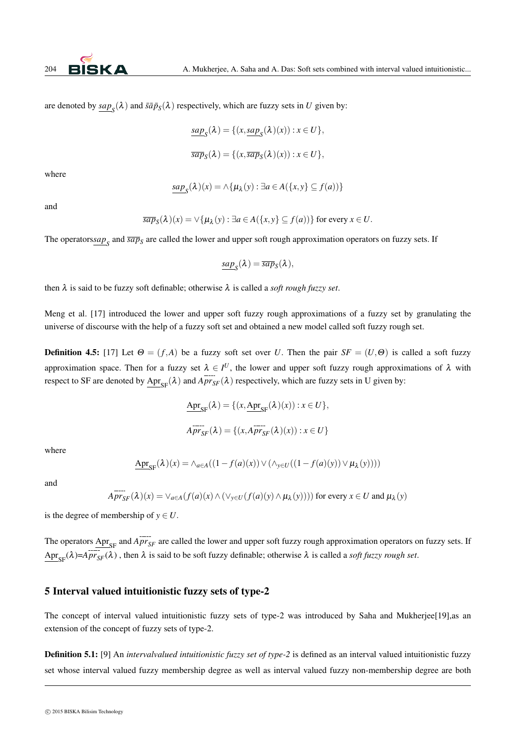are denoted by $\underline{sap}_S(\lambda)$ and $\bar{s}\bar{a}\bar{p}_S(\lambda)$ respectively, which are fuzzy sets in $U$ given by:

$$\underline{sap}_S(\lambda) = \{(x, \underline{sap}_S(\lambda)(x)) : x \in U\},$$

$$\overline{sap}_S(\lambda) = \{(x, \overline{sap}_S(\lambda)(x)) : x \in U\},$$

where

$$\underline{sap}_S(\lambda)(x) = \wedge\{\mu_\lambda(y) : \exists a \in A(\{x,y\} \subseteq f(a))\}$$

and

$$\overline{sap}_S(\lambda)(x) = \vee\{\mu_\lambda(y) : \exists a \in A(\{x,y\} \subseteq f(a))\} \text{ for every } x \in U.$$

The operators$\underline{sap}_S$ and $\overline{sap}_S$ are called the lower and upper soft rough approximation operators on fuzzy sets. If

$$\underline{sap}_S(\lambda) = \overline{sap}_S(\lambda),$$

then $\lambda$ is said to be fuzzy soft definable; otherwise $\lambda$ is called a *soft rough fuzzy set*.

Meng et al. [17] introduced the lower and upper soft fuzzy rough approximations of a fuzzy set by granulating the universe of discourse with the help of a fuzzy soft set and obtained a new model called soft fuzzy rough set.

**Definition 4.5:** [17] Let $\Theta = (f, A)$ be a fuzzy soft set over $U$. Then the pair $SF = (U, \Theta)$ is called a soft fuzzy approximation space. Then for a fuzzy set $\lambda \in I^U$, the lower and upper soft fuzzy rough approximations of $\lambda$ with respect to SF are denoted by $\underline{\mathrm{Apr}}_{\mathrm{SF}}(\lambda)$ and $A\overline{pr}_{SF}(\lambda)$ respectively, which are fuzzy sets in U given by:

$$\underline{\mathrm{Apr}}_{\mathrm{SF}}(\lambda) = \{(x, \underline{\mathrm{Apr}}_{\mathrm{SF}}(\lambda)(x)) : x \in U\},$$

$$A\overline{pr}_{SF}(\lambda) = \{(x, A\overline{pr}_{SF}(\lambda)(x)) : x \in U\}$$

where

$$\underline{\mathrm{Apr}}_{\mathrm{SF}}(\lambda)(x) = \wedge_{a \in A}((1 - f(a)(x)) \vee (\wedge_{y \in U}((1 - f(a)(y)) \vee \mu_\lambda(y))))$$

and

$$A\overline{pr}_{SF}(\lambda)(x) = \vee_{a \in A}(f(a)(x) \wedge (\vee_{y \in U}(f(a)(y) \wedge \mu_\lambda(y)))) \text{ for every } x \in U \text{ and } \mu_\lambda(y)$$

is the degree of membership of $y \in U$.

The operators $\underline{\mathrm{Apr}}_{\mathrm{SF}}$ and $A\overline{pr}_{SF}$ are called the lower and upper soft fuzzy rough approximation operators on fuzzy sets. If $\underline{\mathrm{Apr}}_{\mathrm{SF}}(\lambda)$=$A\overline{pr}_{SF}(\lambda)$ , then $\lambda$ is said to be soft fuzzy definable; otherwise $\lambda$ is called a *soft fuzzy rough set*.

## 5 Interval valued intuitionistic fuzzy sets of type-2

The concept of interval valued intuitionistic fuzzy sets of type-2 was introduced by Saha and Mukherjee[19],as an extension of the concept of fuzzy sets of type-2.

**Definition 5.1:** [9] An *intervalvalued intuitionistic fuzzy set of type-2* is defined as an interval valued intuitionistic fuzzy set whose interval valued fuzzy membership degree as well as interval valued fuzzy non-membership degree are both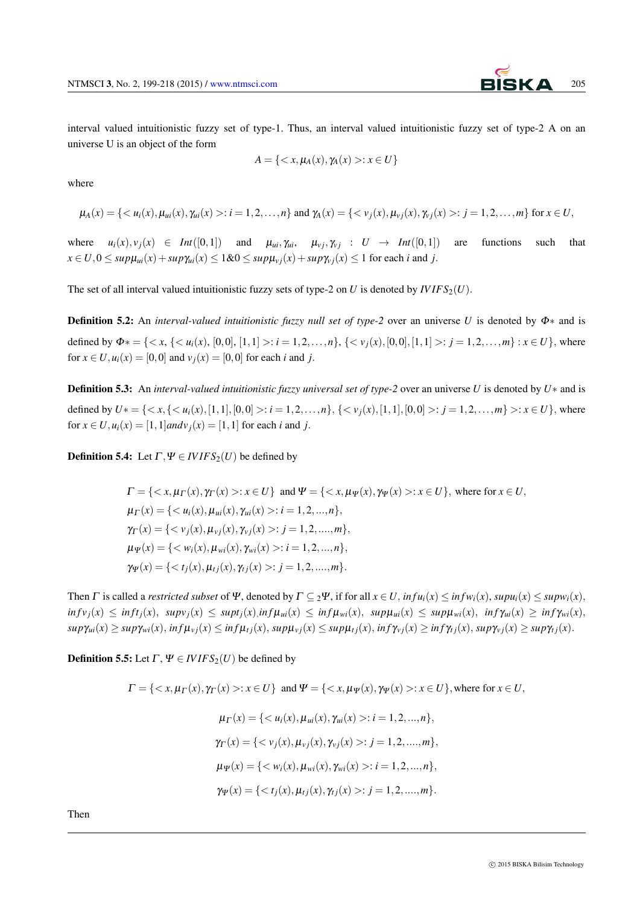interval valued intuitionistic fuzzy set of type-1. Thus, an interval valued intuitionistic fuzzy set of type-2 A on an universe U is an object of the form

$$A = \{< x, \mu_A(x), \gamma_A(x) >: x \in U\}$$

where

$$\mu_A(x) = \{< u_i(x), \mu_{ui}(x), \gamma_{ui}(x) >: i = 1,2,\ldots,n\} \text{ and } \gamma_A(x) = \{< v_j(x), \mu_{vj}(x), \gamma_{vj}(x) >: j = 1,2,\ldots,m\} \text{ for } x \in U,$$

where $u_i(x), v_j(x) \in Int([0,1])$ and $\mu_{ui}, \gamma_{ui}$, $\mu_{vj}, \gamma_{vj} : U \to Int([0,1])$ are functions such that $x \in U, 0 \leq sup\mu_{ui}(x) + sup\gamma_{ui}(x) \leq 1 \& 0 \leq sup\mu_{vj}(x) + sup\gamma_{vj}(x) \leq 1$ for each $i$ and $j$.

The set of all interval valued intuitionistic fuzzy sets of type-2 on $U$ is denoted by $IVIFS_2(U)$.

**Definition 5.2:** An *interval-valued intuitionistic fuzzy null set of type-2* over an universe $U$ is denoted by $\Phi*$ and is defined by $\Phi* = \{< x, \{< u_i(x), [0,0], [1,1] >: i = 1,2,\ldots,n\}, \{< v_j(x), [0,0], [1,1] >: j = 1,2,\ldots,m\} : x \in U\}$, where for $x \in U, u_i(x) = [0,0]$ and $v_j(x) = [0,0]$ for each $i$ and $j$.

**Definition 5.3:** An *interval-valued intuitionistic fuzzy universal set of type-2* over an universe $U$ is denoted by $U*$ and is defined by $U* = \{< x, \{< u_i(x), [1,1], [0,0] >: i = 1,2,\ldots,n\}, \{< v_j(x), [1,1], [0,0] >: j = 1,2,\ldots,m\} >: x \in U\}$, where for $x \in U, u_i(x) = [1,1] and v_j(x) = [1,1]$ for each $i$ and $j$.

**Definition 5.4:** Let $\Gamma, \Psi \in IVIFS_2(U)$ be defined by

$$\Gamma = \{< x, \mu_\Gamma(x), \gamma_\Gamma(x) >: x \in U\} \text{ and } \Psi = \{< x, \mu_\Psi(x), \gamma_\Psi(x) >: x \in U\}, \text{ where for } x \in U,$$

$$\mu_\Gamma(x) = \{< u_i(x), \mu_{ui}(x), \gamma_{ui}(x) >: i = 1,2,...,n\},$$

$$\gamma_\Gamma(x) = \{< v_j(x), \mu_{vj}(x), \gamma_{vj}(x) >: j = 1,2,....,m\},$$

$$\mu_\Psi(x) = \{< w_i(x), \mu_{wi}(x), \gamma_{wi}(x) >: i = 1,2,...,n\},$$

$$\gamma_\Psi(x) = \{< t_j(x), \mu_{tj}(x), \gamma_{tj}(x) >: j = 1,2,....,m\}.$$

Then $\Gamma$ is called a *restricted subset* of $\Psi$, denoted by $\Gamma \subseteq_2 \Psi$, if for all $x \in U$, $inf u_i(x) \leq inf w_i(x)$, $sup u_i(x) \leq sup w_i(x)$, $inf v_j(x) \leq inf t_j(x)$, $sup v_j(x) \leq sup t_j(x)$, $inf \mu_{ui}(x) \leq inf \mu_{wi}(x)$, $sup\mu_{ui}(x) \leq sup\mu_{wi}(x)$, $inf \gamma_{ui}(x) \geq inf \gamma_{wi}(x)$, $sup\gamma_{ui}(x) \geq sup\gamma_{wi}(x)$, $inf \mu_{vj}(x) \leq inf \mu_{tj}(x)$, $sup\mu_{vj}(x) \leq sup\mu_{tj}(x)$, $inf \gamma_{vj}(x) \geq inf \gamma_{tj}(x)$, $sup\gamma_{vj}(x) \geq sup\gamma_{tj}(x)$.

**Definition 5.5:** Let $\Gamma$, $\Psi \in IVIFS_2(U)$ be defined by

$$\Gamma = \{< x, \mu_\Gamma(x), \gamma_\Gamma(x) >: x \in U\} \text{ and } \Psi = \{< x, \mu_\Psi(x), \gamma_\Psi(x) >: x \in U\}, \text{where for } x \in U,$$

$$\mu_\Gamma(x) = \{< u_i(x), \mu_{ui}(x), \gamma_{ui}(x) >: i = 1,2,...,n\},$$

$$\gamma_\Gamma(x) = \{< v_j(x), \mu_{vj}(x), \gamma_{vj}(x) >: j = 1,2,....,m\},$$

$$\mu_\Psi(x) = \{< w_i(x), \mu_{wi}(x), \gamma_{wi}(x) >: i = 1,2,...,n\},$$

$$\gamma_\Psi(x) = \{< t_j(x), \mu_{tj}(x), \gamma_{tj}(x) >: j = 1,2,....,m\}.$$

Then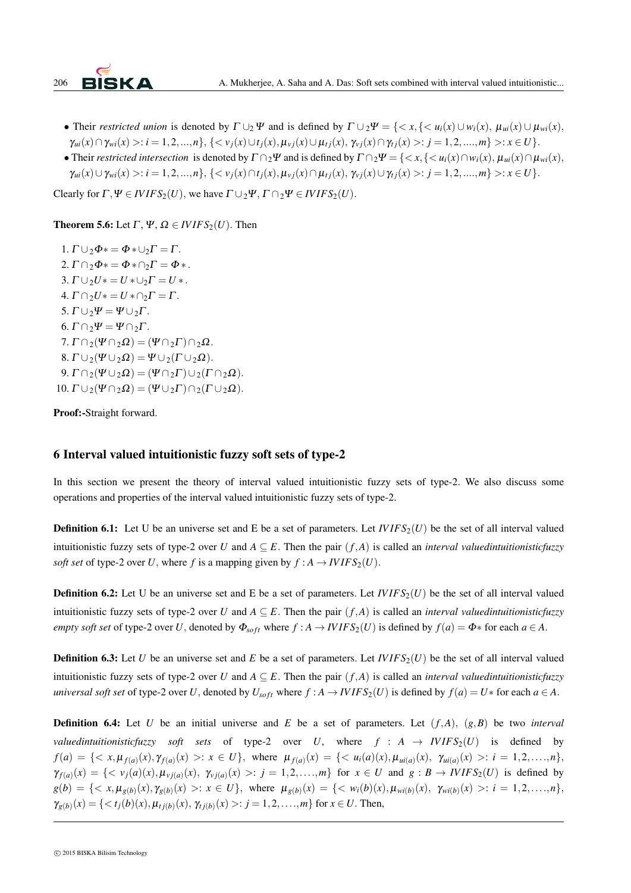- Their *restricted union* is denoted by $\Gamma \cup_2 \Psi$ and is defined by $\Gamma \cup_2 \Psi = \{<x, \{<u_i(x) \cup w_i(x),\ \mu_{ui}(x) \cup \mu_{wi}(x),\ \gamma_{ui}(x) \cap \gamma_{wi}(x)>: i = 1,2,...,n\}, \{<v_j(x) \cup t_j(x), \mu_{vj}(x) \cup \mu_{tj}(x),\ \gamma_{vj}(x) \cap \gamma_{tj}(x)>: j = 1,2,....,m\}>: x \in U\}$.
- Their *restricted intersection* is denoted by $\Gamma \cap_2 \Psi$ and is defined by $\Gamma \cap_2 \Psi = \{<x, \{<u_i(x) \cap w_i(x),\ \mu_{ui}(x) \cap \mu_{wi}(x),\ \gamma_{ui}(x) \cup \gamma_{wi}(x)>: i = 1,2,...,n\}, \{<v_j(x) \cap t_j(x), \mu_{vj}(x) \cap \mu_{tj}(x),\ \gamma_{vj}(x) \cup \gamma_{tj}(x)>: j = 1,2,....,m\}>: x \in U\}$.

Clearly for $\Gamma, \Psi \in IVIFS_2(U)$, we have $\Gamma \cup_2 \Psi,\ \Gamma \cap_2 \Psi \in IVIFS_2(U)$.

**Theorem 5.6:** Let $\Gamma,\ \Psi,\ \Omega \in IVIFS_2(U)$. Then

1. $\Gamma \cup_2 \Phi* = \Phi* \cup_2 \Gamma = \Gamma$.
2. $\Gamma \cap_2 \Phi* = \Phi* \cap_2 \Gamma = \Phi*$.
3. $\Gamma \cup_2 U* = U* \cup_2 \Gamma = U*$.
4. $\Gamma \cap_2 U* = U* \cap_2 \Gamma = \Gamma$.
5. $\Gamma \cup_2 \Psi = \Psi \cup_2 \Gamma$.
6. $\Gamma \cap_2 \Psi = \Psi \cap_2 \Gamma$.
7. $\Gamma \cap_2 (\Psi \cap_2 \Omega) = (\Psi \cap_2 \Gamma) \cap_2 \Omega$.
8. $\Gamma \cup_2 (\Psi \cup_2 \Omega) = \Psi \cup_2 (\Gamma \cup_2 \Omega)$.
9. $\Gamma \cap_2 (\Psi \cup_2 \Omega) = (\Psi \cap_2 \Gamma) \cup_2 (\Gamma \cap_2 \Omega)$.
10. $\Gamma \cup_2 (\Psi \cap_2 \Omega) = (\Psi \cup_2 \Gamma) \cap_2 (\Gamma \cup_2 \Omega)$.

**Proof:-**Straight forward.

## 6 Interval valued intuitionistic fuzzy soft sets of type-2

In this section we present the theory of interval valued intuitionistic fuzzy sets of type-2. We also discuss some operations and properties of the interval valued intuitionistic fuzzy sets of type-2.

**Definition 6.1:** Let U be an universe set and E be a set of parameters. Let $IVIFS_2(U)$ be the set of all interval valued intuitionistic fuzzy sets of type-2 over $U$ and $A \subseteq E$. Then the pair $(f, A)$ is called an *interval valuedintuitionisticfuzzy soft set* of type-2 over $U$, where $f$ is a mapping given by $f : A \rightarrow IVIFS_2(U)$.

**Definition 6.2:** Let U be an universe set and E be a set of parameters. Let $IVIFS_2(U)$ be the set of all interval valued intuitionistic fuzzy sets of type-2 over $U$ and $A \subseteq E$. Then the pair $(f, A)$ is called an *interval valuedintuitionisticfuzzy empty soft set* of type-2 over $U$, denoted by $\Phi_{soft}$ where $f : A \rightarrow IVIFS_2(U)$ is defined by $f(a) = \Phi*$ for each $a \in A$.

**Definition 6.3:** Let $U$ be an universe set and $E$ be a set of parameters. Let $IVIFS_2(U)$ be the set of all interval valued intuitionistic fuzzy sets of type-2 over $U$ and $A \subseteq E$. Then the pair $(f, A)$ is called an *interval valuedintuitionisticfuzzy universal soft set* of type-2 over $U$, denoted by $U_{soft}$ where $f : A \rightarrow IVIFS_2(U)$ is defined by $f(a) = U*$ for each $a \in A$.

**Definition 6.4:** Let $U$ be an initial universe and $E$ be a set of parameters. Let $(f, A),\ (g, B)$ be two *interval valuedintuitionisticfuzzy soft sets* of type-2 over $U$, where $f : A \rightarrow IVIFS_2(U)$ is defined by $f(a) = \{<x, \mu_{f(a)}(x), \gamma_{f(a)}(x)>: x \in U\}$, where $\mu_{f(a)}(x) = \{<u_i(a)(x), \mu_{ui(a)}(x),\ \gamma_{ui(a)}(x)>: i = 1,2,\ldots,n\}$, $\gamma_{f(a)}(x) = \{<v_j(a)(x), \mu_{vj(a)}(x),\ \gamma_{vj(a)}(x)>: j = 1,2,\ldots,m\}$ for $x \in U$ and $g : B \rightarrow IVIFS_2(U)$ is defined by $g(b) = \{<x, \mu_{g(b)}(x), \gamma_{g(b)}(x)>: x \in U\}$, where $\mu_{g(b)}(x) = \{<w_i(b)(x), \mu_{wi(b)}(x),\ \gamma_{wi(b)}(x)>: i = 1,2,\ldots,n\}$, $\gamma_{g(b)}(x) = \{<t_j(b)(x), \mu_{tj(b)}(x),\ \gamma_{tj(b)}(x)>: j = 1,2,\ldots,m\}$ for $x \in U$. Then,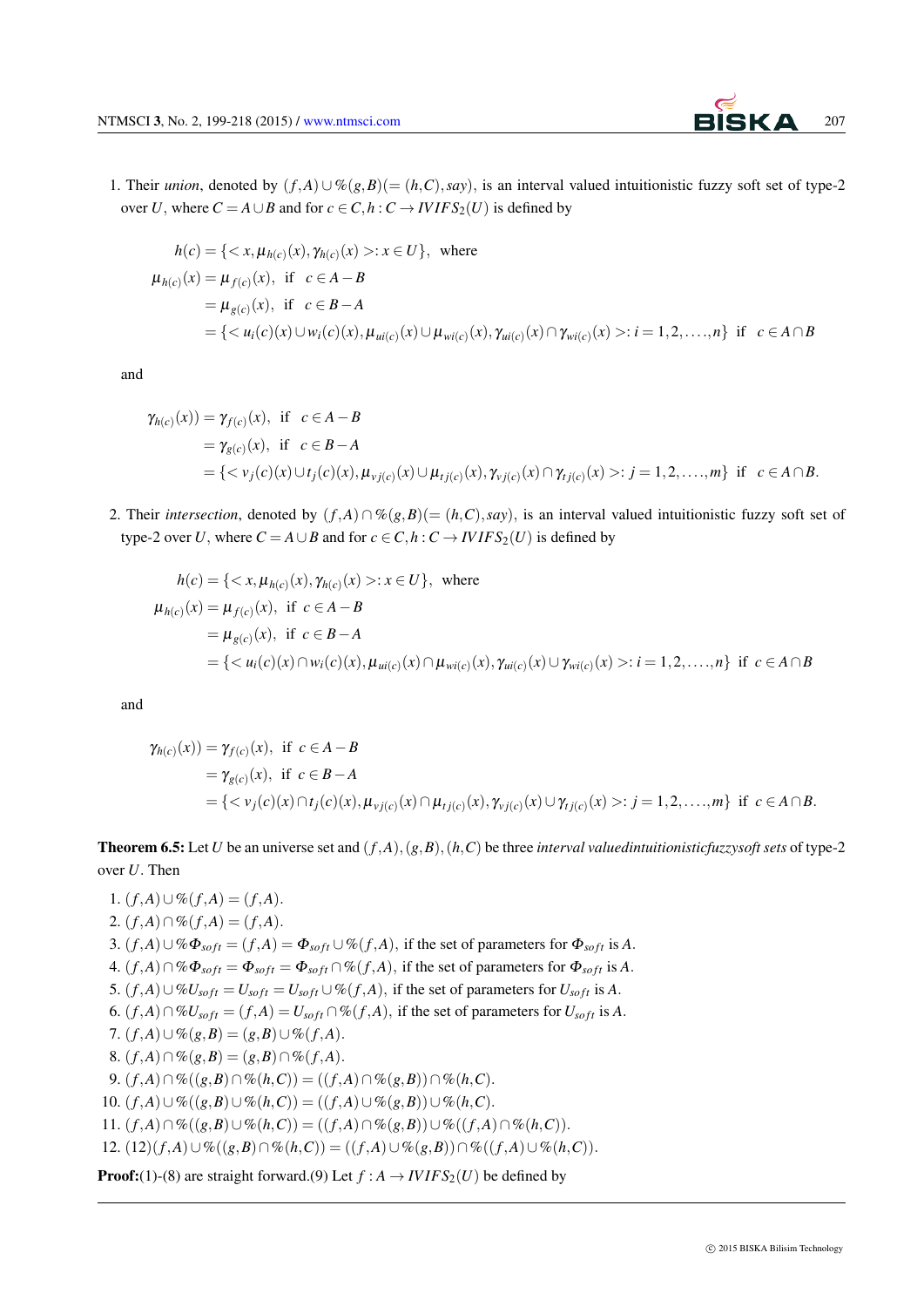1. Their *union*, denoted by $(f,A)\cup\%(g,B)(=(h,C),say)$, is an interval valued intuitionistic fuzzy soft set of type-2 over $U$, where $C=A\cup B$ and for $c\in C, h:C\rightarrow IVIFS_2(U)$ is defined by

$$h(c)=\{<x,\mu_{h(c)}(x),\gamma_{h(c)}(x)>:x\in U\},\ \text{ where}$$

$$\begin{aligned}
\mu_{h(c)}(x) &= \mu_{f(c)}(x),\ \text{ if }\ c\in A-B\\
&= \mu_{g(c)}(x),\ \text{ if }\ c\in B-A\\
&= \{<u_i(c)(x)\cup w_i(c)(x), \mu_{ui(c)}(x)\cup\mu_{wi(c)}(x), \gamma_{ui(c)}(x)\cap\gamma_{wi(c)}(x)>: i=1,2,\ldots,n\}\ \text{ if }\ c\in A\cap B
\end{aligned}$$

and

$$\begin{aligned}
\gamma_{h(c)}(x)) &= \gamma_{f(c)}(x),\ \text{ if }\ c\in A-B\\
&= \gamma_{g(c)}(x),\ \text{ if }\ c\in B-A\\
&= \{<v_j(c)(x)\cup t_j(c)(x), \mu_{vj(c)}(x)\cup\mu_{tj(c)}(x), \gamma_{vj(c)}(x)\cap\gamma_{tj(c)}(x)>: j=1,2,\ldots,m\}\ \text{ if }\ c\in A\cap B.
\end{aligned}$$

2. Their *intersection*, denoted by $(f,A)\cap\%(g,B)(=(h,C),say)$, is an interval valued intuitionistic fuzzy soft set of type-2 over $U$, where $C=A\cup B$ and for $c\in C, h:C\rightarrow IVIFS_2(U)$ is defined by

$$h(c)=\{<x,\mu_{h(c)}(x),\gamma_{h(c)}(x)>:x\in U\},\ \text{ where}$$

$$\begin{aligned}
\mu_{h(c)}(x) &= \mu_{f(c)}(x),\ \text{ if }\ c\in A-B\\
&= \mu_{g(c)}(x),\ \text{ if }\ c\in B-A\\
&= \{<u_i(c)(x)\cap w_i(c)(x), \mu_{ui(c)}(x)\cap\mu_{wi(c)}(x), \gamma_{ui(c)}(x)\cup\gamma_{wi(c)}(x)>: i=1,2,\ldots,n\}\ \text{ if }\ c\in A\cap B
\end{aligned}$$

and

$$\begin{aligned}
\gamma_{h(c)}(x)) &= \gamma_{f(c)}(x),\ \text{ if }\ c\in A-B\\
&= \gamma_{g(c)}(x),\ \text{ if }\ c\in B-A\\
&= \{<v_j(c)(x)\cap t_j(c)(x), \mu_{vj(c)}(x)\cap\mu_{tj(c)}(x), \gamma_{vj(c)}(x)\cup\gamma_{tj(c)}(x)>: j=1,2,\ldots,m\}\ \text{ if }\ c\in A\cap B.
\end{aligned}$$

**Theorem 6.5:** Let $U$ be an universe set and $(f,A),(g,B),(h,C)$ be three *interval valuedintuitionisticfuzzysoft sets* of type-2 over $U$. Then

1. $(f,A)\cup\%(f,A)=(f,A)$.
2. $(f,A)\cap\%(f,A)=(f,A)$.
3. $(f,A)\cup\%\Phi_{soft}=(f,A)=\Phi_{soft}\cup\%(f,A)$, if the set of parameters for $\Phi_{soft}$ is $A$.
4. $(f,A)\cap\%\Phi_{soft}=\Phi_{soft}=\Phi_{soft}\cap\%(f,A)$, if the set of parameters for $\Phi_{soft}$ is $A$.
5. $(f,A)\cup\%U_{soft}=U_{soft}=U_{soft}\cup\%(f,A)$, if the set of parameters for $U_{soft}$ is $A$.
6. $(f,A)\cap\%U_{soft}=(f,A)=U_{soft}\cap\%(f,A)$, if the set of parameters for $U_{soft}$ is $A$.
7. $(f,A)\cup\%(g,B)=(g,B)\cup\%(f,A)$.
8. $(f,A)\cap\%(g,B)=(g,B)\cap\%(f,A)$.
9. $(f,A)\cap\%((g,B)\cap\%(h,C))=((f,A)\cap\%(g,B))\cap\%(h,C)$.
10. $(f,A)\cup\%((g,B)\cup\%(h,C))=((f,A)\cup\%(g,B))\cup\%(h,C)$.
11. $(f,A)\cap\%((g,B)\cup\%(h,C))=((f,A)\cap\%(g,B))\cup\%((f,A)\cap\%(h,C))$.
12. $(12)(f,A)\cup\%((g,B)\cap\%(h,C))=((f,A)\cup\%(g,B))\cap\%((f,A)\cup\%(h,C))$.

**Proof:**(1)-(8) are straight forward.(9) Let $f:A\rightarrow IVIFS_2(U)$ be defined by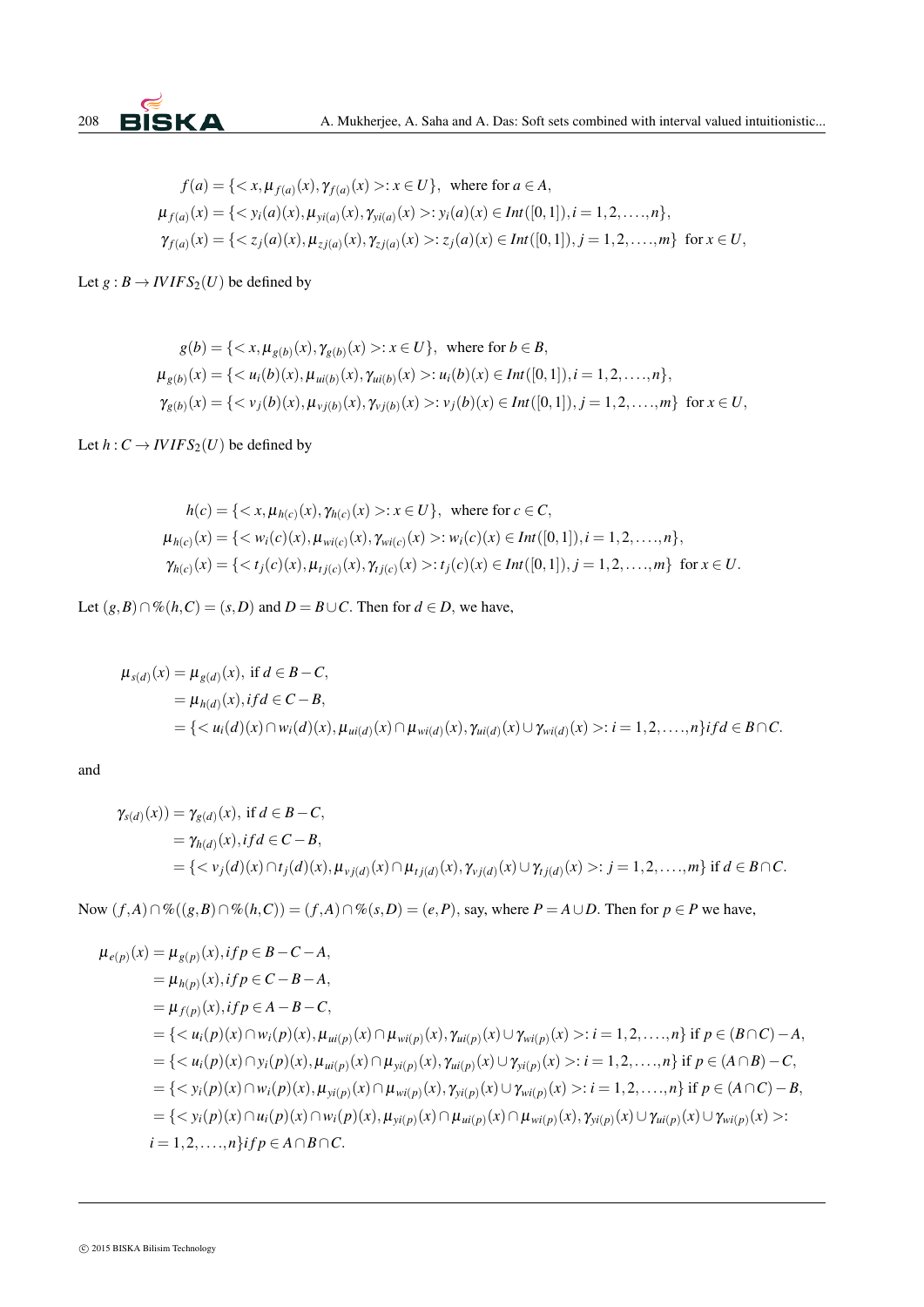$$
\begin{aligned}
& f(a)=\{<x,\mu_{f(a)}(x),\gamma_{f(a)}(x)>: x\in U\}, \text{ where for } a\in A,\\
& \mu_{f(a)}(x)=\{<y_i(a)(x),\mu_{yi(a)}(x),\gamma_{yi(a)}(x)>: y_i(a)(x)\in Int([0,1]), i=1,2,\ldots,n\},\\
& \gamma_{f(a)}(x)=\{<z_j(a)(x),\mu_{zj(a)}(x),\gamma_{zj(a)}(x)>: z_j(a)(x)\in Int([0,1]), j=1,2,\ldots,m\} \text{ for } x\in U,
\end{aligned}
$$

Let $g: B\to IVIFS_2(U)$ be defined by

$$
\begin{aligned}
& g(b)=\{<x,\mu_{g(b)}(x),\gamma_{g(b)}(x)>: x\in U\}, \text{ where for } b\in B,\\
& \mu_{g(b)}(x)=\{<u_i(b)(x),\mu_{ui(b)}(x),\gamma_{ui(b)}(x)>: u_i(b)(x)\in Int([0,1]), i=1,2,\ldots,n\},\\
& \gamma_{g(b)}(x)=\{<v_j(b)(x),\mu_{vj(b)}(x),\gamma_{vj(b)}(x)>: v_j(b)(x)\in Int([0,1]), j=1,2,\ldots,m\} \text{ for } x\in U,
\end{aligned}
$$

Let $h: C\to IVIFS_2(U)$ be defined by

$$
\begin{aligned}
& h(c)=\{<x,\mu_{h(c)}(x),\gamma_{h(c)}(x)>: x\in U\}, \text{ where for } c\in C,\\
& \mu_{h(c)}(x)=\{<w_i(c)(x),\mu_{wi(c)}(x),\gamma_{wi(c)}(x)>: w_i(c)(x)\in Int([0,1]), i=1,2,\ldots,n\},\\
& \gamma_{h(c)}(x)=\{<t_j(c)(x),\mu_{tj(c)}(x),\gamma_{tj(c)}(x)>: t_j(c)(x)\in Int([0,1]), j=1,2,\ldots,m\} \text{ for } x\in U.
\end{aligned}
$$

Let $(g,B)\cap\%(h,C)=(s,D)$ and $D=B\cup C$. Then for $d\in D$, we have,

$$
\begin{aligned}
\mu_{s(d)}(x) &= \mu_{g(d)}(x), \text{ if } d\in B-C,\\
&= \mu_{h(d)}(x), if d\in C-B,\\
&= \{<u_i(d)(x)\cap w_i(d)(x),\mu_{ui(d)}(x)\cap\mu_{wi(d)}(x),\gamma_{ui(d)}(x)\cup\gamma_{wi(d)}(x)>: i=1,2,\ldots,n\} if d\in B\cap C.
\end{aligned}
$$

and

$$
\begin{aligned}
\gamma_{s(d)}(x)) &= \gamma_{g(d)}(x), \text{ if } d\in B-C,\\
&= \gamma_{h(d)}(x), if d\in C-B,\\
&= \{<v_j(d)(x)\cap t_j(d)(x),\mu_{vj(d)}(x)\cap\mu_{tj(d)}(x),\gamma_{vj(d)}(x)\cup\gamma_{tj(d)}(x)>: j=1,2,\ldots,m\} \text{ if } d\in B\cap C.
\end{aligned}
$$

Now $(f,A)\cap\%((g,B)\cap\%(h,C))=(f,A)\cap\%(s,D)=(e,P)$, say, where $P=A\cup D$. Then for $p\in P$ we have,

$$
\begin{aligned}
\mu_{e(p)}(x) &= \mu_{g(p)}(x), if p\in B-C-A,\\
&= \mu_{h(p)}(x), if p\in C-B-A,\\
&= \mu_{f(p)}(x), if p\in A-B-C,\\
&= \{<u_i(p)(x)\cap w_i(p)(x),\mu_{ui(p)}(x)\cap\mu_{wi(p)}(x),\gamma_{ui(p)}(x)\cup\gamma_{wi(p)}(x)>: i=1,2,\ldots,n\} \text{ if } p\in(B\cap C)-A,\\
&= \{<u_i(p)(x)\cap y_i(p)(x),\mu_{ui(p)}(x)\cap\mu_{yi(p)}(x),\gamma_{ui(p)}(x)\cup\gamma_{yi(p)}(x)>: i=1,2,\ldots,n\} \text{ if } p\in(A\cap B)-C,\\
&= \{<y_i(p)(x)\cap w_i(p)(x),\mu_{yi(p)}(x)\cap\mu_{wi(p)}(x),\gamma_{yi(p)}(x)\cup\gamma_{wi(p)}(x)>: i=1,2,\ldots,n\} \text{ if } p\in(A\cap C)-B,\\
&= \{<y_i(p)(x)\cap u_i(p)(x)\cap w_i(p)(x),\mu_{yi(p)}(x)\cap\mu_{ui(p)}(x)\cap\mu_{wi(p)}(x),\gamma_{yi(p)}(x)\cup\gamma_{ui(p)}(x)\cup\gamma_{wi(p)}(x)>:\\
&\quad i=1,2,\ldots,n\} if p\in A\cap B\cap C.
\end{aligned}
$$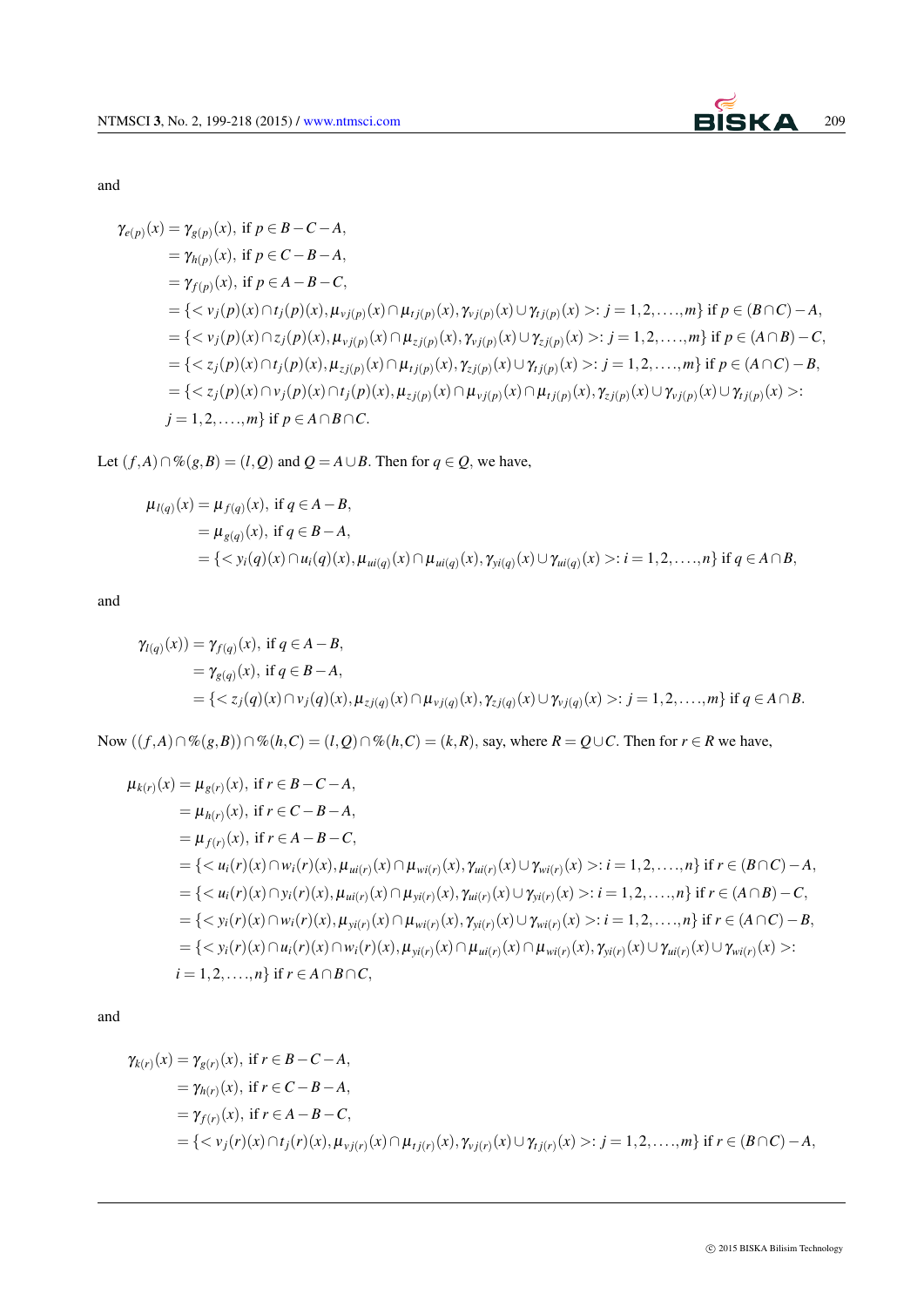and

$$
\begin{aligned}
\gamma_{e(p)}(x) &= \gamma_{g(p)}(x), \text{ if } p \in B-C-A,\\
&= \gamma_{h(p)}(x), \text{ if } p \in C-B-A,\\
&= \gamma_{f(p)}(x), \text{ if } p \in A-B-C,\\
&= \{< v_j(p)(x) \cap t_j(p)(x), \mu_{vj(p)}(x) \cap \mu_{tj(p)}(x), \gamma_{vj(p)}(x) \cup \gamma_{tj(p)}(x) >: j=1,2,\ldots,m\} \text{ if } p \in (B\cap C)-A,\\
&= \{< v_j(p)(x) \cap z_j(p)(x), \mu_{vj(p)}(x) \cap \mu_{zj(p)}(x), \gamma_{vj(p)}(x) \cup \gamma_{zj(p)}(x) >: j=1,2,\ldots,m\} \text{ if } p \in (A\cap B)-C,\\
&= \{< z_j(p)(x) \cap t_j(p)(x), \mu_{zj(p)}(x) \cap \mu_{tj(p)}(x), \gamma_{zj(p)}(x) \cup \gamma_{tj(p)}(x) >: j=1,2,\ldots,m\} \text{ if } p \in (A\cap C)-B,\\
&= \{< z_j(p)(x) \cap v_j(p)(x) \cap t_j(p)(x), \mu_{zj(p)}(x) \cap \mu_{vj(p)}(x) \cap \mu_{tj(p)}(x), \gamma_{zj(p)}(x) \cup \gamma_{vj(p)}(x) \cup \gamma_{tj(p)}(x) >:\\
&\quad j=1,2,\ldots,m\} \text{ if } p \in A\cap B\cap C.
\end{aligned}
$$

Let $(f,A) \cap\%(g,B) = (l,Q)$ and $Q = A\cup B$. Then for $q \in Q$, we have,

$$
\begin{aligned}
\mu_{l(q)}(x) &= \mu_{f(q)}(x), \text{ if } q \in A-B,\\
&= \mu_{g(q)}(x), \text{ if } q \in B-A,\\
&= \{< y_i(q)(x) \cap u_i(q)(x), \mu_{ui(q)}(x) \cap \mu_{ui(q)}(x), \gamma_{yi(q)}(x) \cup \gamma_{ui(q)}(x) >: i=1,2,\ldots,n\} \text{ if } q \in A\cap B,
\end{aligned}
$$

and

$$
\begin{aligned}
\gamma_{l(q)}(x)) &= \gamma_{f(q)}(x), \text{ if } q \in A-B,\\
&= \gamma_{g(q)}(x), \text{ if } q \in B-A,\\
&= \{< z_j(q)(x) \cap v_j(q)(x), \mu_{zj(q)}(x) \cap \mu_{vj(q)}(x), \gamma_{zj(q)}(x) \cup \gamma_{vj(q)}(x) >: j=1,2,\ldots,m\} \text{ if } q \in A\cap B.
\end{aligned}
$$

Now $((f,A) \cap\%(g,B)) \cap\%(h,C) = (l,Q) \cap\%(h,C) = (k,R)$, say, where $R = Q\cup C$. Then for $r \in R$ we have,

$$
\begin{aligned}
\mu_{k(r)}(x) &= \mu_{g(r)}(x), \text{ if } r \in B-C-A,\\
&= \mu_{h(r)}(x), \text{ if } r \in C-B-A,\\
&= \mu_{f(r)}(x), \text{ if } r \in A-B-C,\\
&= \{< u_i(r)(x) \cap w_i(r)(x), \mu_{ui(r)}(x) \cap \mu_{wi(r)}(x), \gamma_{ui(r)}(x) \cup \gamma_{wi(r)}(x) >: i=1,2,\ldots,n\} \text{ if } r \in (B\cap C)-A,\\
&= \{< u_i(r)(x) \cap y_i(r)(x), \mu_{ui(r)}(x) \cap \mu_{yi(r)}(x), \gamma_{ui(r)}(x) \cup \gamma_{yi(r)}(x) >: i=1,2,\ldots,n\} \text{ if } r \in (A\cap B)-C,\\
&= \{< y_i(r)(x) \cap w_i(r)(x), \mu_{yi(r)}(x) \cap \mu_{wi(r)}(x), \gamma_{yi(r)}(x) \cup \gamma_{wi(r)}(x) >: i=1,2,\ldots,n\} \text{ if } r \in (A\cap C)-B,\\
&= \{< y_i(r)(x) \cap u_i(r)(x) \cap w_i(r)(x), \mu_{yi(r)}(x) \cap \mu_{ui(r)}(x) \cap \mu_{wi(r)}(x), \gamma_{yi(r)}(x) \cup \gamma_{ui(r)}(x) \cup \gamma_{wi(r)}(x) >:\\
&\quad i=1,2,\ldots,n\} \text{ if } r \in A\cap B\cap C,
\end{aligned}
$$

and

$$
\begin{aligned}
\gamma_{k(r)}(x) &= \gamma_{g(r)}(x), \text{ if } r \in B-C-A,\\
&= \gamma_{h(r)}(x), \text{ if } r \in C-B-A,\\
&= \gamma_{f(r)}(x), \text{ if } r \in A-B-C,\\
&= \{< v_j(r)(x) \cap t_j(r)(x), \mu_{vj(r)}(x) \cap \mu_{tj(r)}(x), \gamma_{vj(r)}(x) \cup \gamma_{tj(r)}(x) >: j=1,2,\ldots,m\} \text{ if } r \in (B\cap C)-A,
\end{aligned}
$$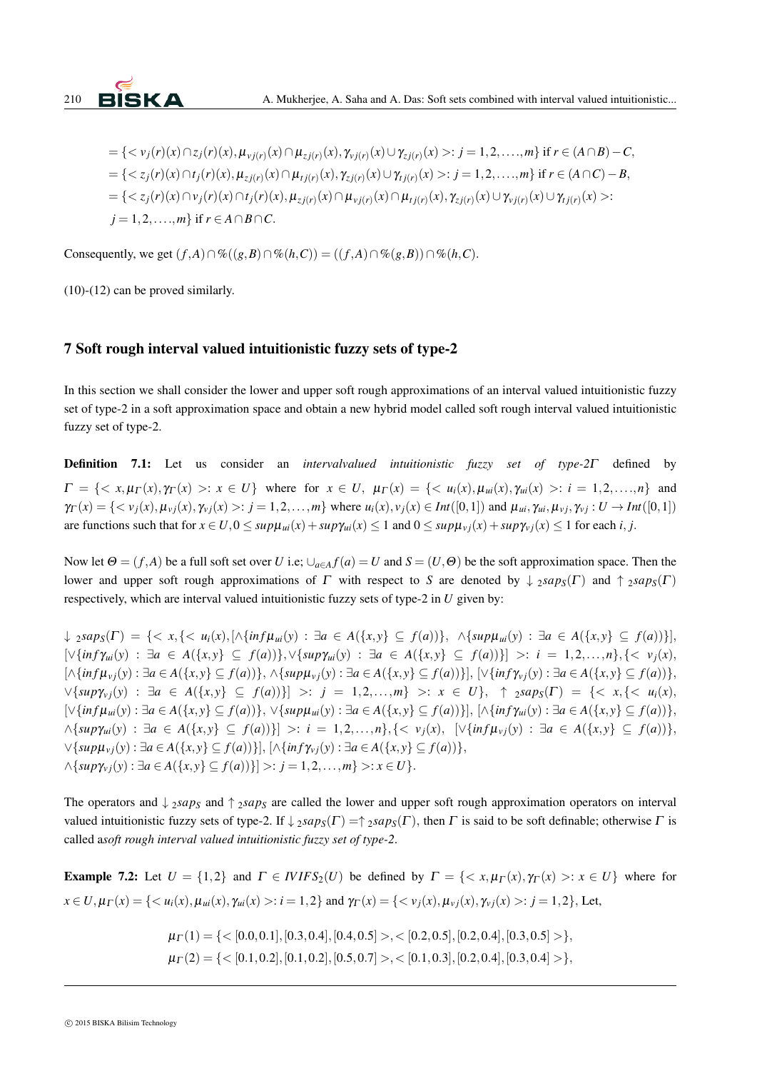$= \{< v_j(r)(x) \cap z_j(r)(x), \mu_{vj(r)}(x) \cap \mu_{zj(r)}(x), \gamma_{vj(r)}(x) \cup \gamma_{zj(r)}(x) >: j = 1,2,\ldots,m\}$ if $r \in (A \cap B) - C$,

$= \{< z_j(r)(x) \cap t_j(r)(x), \mu_{zj(r)}(x) \cap \mu_{tj(r)}(x), \gamma_{zj(r)}(x) \cup \gamma_{tj(r)}(x) >: j = 1,2,\ldots,m\}$ if $r \in (A \cap C) - B$,

$= \{< z_j(r)(x) \cap v_j(r)(x) \cap t_j(r)(x), \mu_{zj(r)}(x) \cap \mu_{vj(r)}(x) \cap \mu_{tj(r)}(x), \gamma_{zj(r)}(x) \cup \gamma_{vj(r)}(x) \cup \gamma_{tj(r)}(x) >:$
$j = 1,2,\ldots,m\}$ if $r \in A \cap B \cap C$.

Consequently, we get $(f,A) \cap \%((g,B) \cap \%(h,C)) = ((f,A) \cap \%(g,B)) \cap \%(h,C)$.

(10)-(12) can be proved similarly.

## 7 Soft rough interval valued intuitionistic fuzzy sets of type-2

In this section we shall consider the lower and upper soft rough approximations of an interval valued intuitionistic fuzzy set of type-2 in a soft approximation space and obtain a new hybrid model called soft rough interval valued intuitionistic fuzzy set of type-2.

**Definition 7.1:** Let us consider an *intervalvalued intuitionistic fuzzy set of type-2$\Gamma$* defined by $\Gamma = \{< x, \mu_\Gamma(x), \gamma_\Gamma(x) >: x \in U\}$ where for $x \in U$, $\mu_\Gamma(x) = \{< u_i(x), \mu_{ui}(x), \gamma_{ui}(x) >: i = 1,2,\ldots,n\}$ and $\gamma_\Gamma(x) = \{< v_j(x), \mu_{vj}(x), \gamma_{vj}(x) >: j = 1,2,\ldots,m\}$ where $u_i(x), v_j(x) \in Int([0,1])$ and $\mu_{ui}, \gamma_{ui}, \mu_{vj}, \gamma_{vj} : U \to Int([0,1])$ are functions such that for $x \in U, 0 \leq sup\mu_{ui}(x) + sup\gamma_{ui}(x) \leq 1$ and $0 \leq sup\mu_{vj}(x) + sup\gamma_{vj}(x) \leq 1$ for each $i, j$.

Now let $\Theta = (f,A)$ be a full soft set over $U$ i.e; $\cup_{a \in A} f(a) = U$ and $S = (U,\Theta)$ be the soft approximation space. Then the lower and upper soft rough approximations of $\Gamma$ with respect to $S$ are denoted by $\downarrow {}_2sap_S(\Gamma)$ and $\uparrow {}_2sap_S(\Gamma)$ respectively, which are interval valued intuitionistic fuzzy sets of type-2 in $U$ given by:

$\downarrow {}_2sap_S(\Gamma) = \{< x, \{< u_i(x), [\wedge\{inf\mu_{ui}(y) : \exists a \in A(\{x,y\} \subseteq f(a))\}, \wedge\{sup\mu_{ui}(y) : \exists a \in A(\{x,y\} \subseteq f(a))\}], [\vee\{inf\gamma_{ui}(y) : \exists a \in A(\{x,y\} \subseteq f(a))\}, \vee\{sup\gamma_{ui}(y) : \exists a \in A(\{x,y\} \subseteq f(a))\}] >: i = 1,2,\ldots,n\}, \{< v_j(x), [\wedge\{inf\mu_{vj}(y) : \exists a \in A(\{x,y\} \subseteq f(a))\}, \wedge\{sup\mu_{vj}(y) : \exists a \in A(\{x,y\} \subseteq f(a))\}], [\vee\{inf\gamma_{vj}(y) : \exists a \in A(\{x,y\} \subseteq f(a))\}, \vee\{sup\gamma_{vj}(y) : \exists a \in A(\{x,y\} \subseteq f(a))\}] >: j = 1,2,\ldots,m\} >: x \in U\}$, $\uparrow {}_2sap_S(\Gamma) = \{< x, \{< u_i(x), [\vee\{inf\mu_{ui}(y) : \exists a \in A(\{x,y\} \subseteq f(a))\}, \vee\{sup\mu_{ui}(y) : \exists a \in A(\{x,y\} \subseteq f(a))\}], [\wedge\{inf\gamma_{ui}(y) : \exists a \in A(\{x,y\} \subseteq f(a))\}, \wedge\{sup\gamma_{ui}(y) : \exists a \in A(\{x,y\} \subseteq f(a))\}] >: i = 1,2,\ldots,n\}, \{< v_j(x), [\vee\{inf\mu_{vj}(y) : \exists a \in A(\{x,y\} \subseteq f(a))\}, \vee\{sup\mu_{vj}(y) : \exists a \in A(\{x,y\} \subseteq f(a))\}], [\wedge\{inf\gamma_{vj}(y) : \exists a \in A(\{x,y\} \subseteq f(a))\}, \wedge\{sup\gamma_{vj}(y) : \exists a \in A(\{x,y\} \subseteq f(a))\}] >: j = 1,2,\ldots,m\} >: x \in U\}$.

The operators and $\downarrow {}_2sap_S$ and $\uparrow {}_2sap_S$ are called the lower and upper soft rough approximation operators on interval valued intuitionistic fuzzy sets of type-2. If $\downarrow {}_2sap_S(\Gamma) = \uparrow {}_2sap_S(\Gamma)$, then $\Gamma$ is said to be soft definable; otherwise $\Gamma$ is called a*soft rough interval valued intuitionistic fuzzy set of type-2*.

**Example 7.2:** Let $U = \{1,2\}$ and $\Gamma \in IVIFS_2(U)$ be defined by $\Gamma = \{< x, \mu_\Gamma(x), \gamma_\Gamma(x) >: x \in U\}$ where for $x \in U, \mu_\Gamma(x) = \{< u_i(x), \mu_{ui}(x), \gamma_{ui}(x) >: i = 1,2\}$ and $\gamma_\Gamma(x) = \{< v_j(x), \mu_{vj}(x), \gamma_{vj}(x) >: j = 1,2\}$, Let,

$$\mu_\Gamma(1) = \{< [0.0,0.1],[0.3,0.4],[0.4,0.5] >, < [0.2,0.5],[0.2,0.4],[0.3,0.5] >\},$$
$$\mu_\Gamma(2) = \{< [0.1,0.2],[0.1,0.2],[0.5,0.7] >, < [0.1,0.3],[0.2,0.4],[0.3,0.4] >\},$$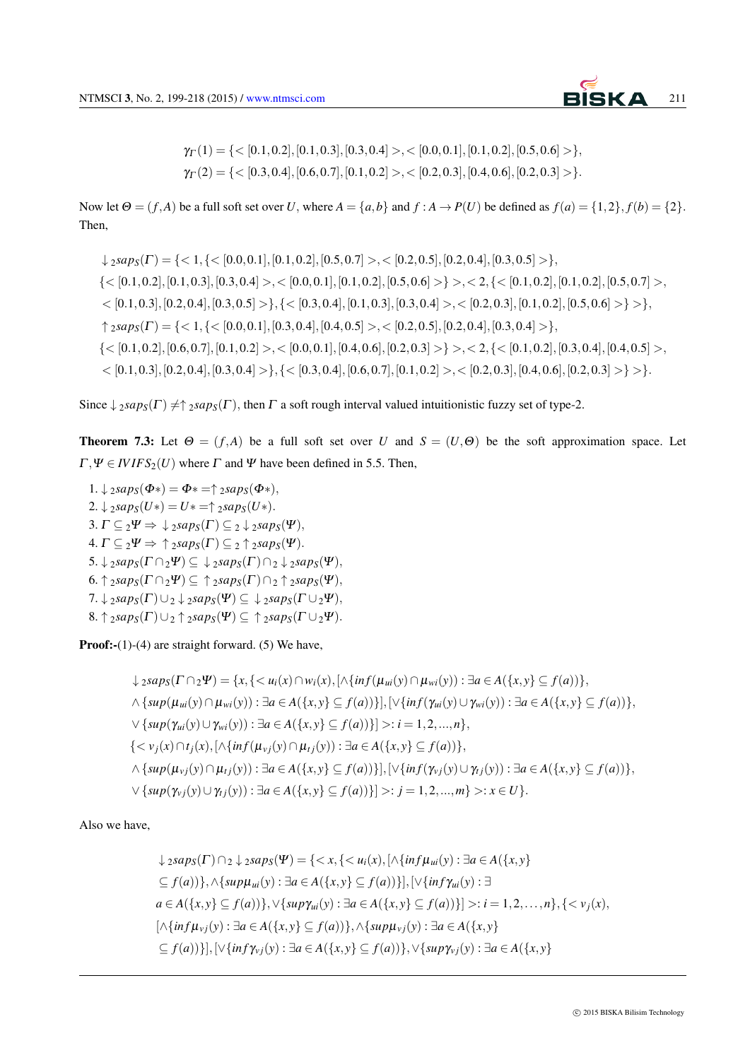$$\gamma_\Gamma(1) = \{< [0.1,0.2],[0.1,0.3],[0.3,0.4] >,< [0.0,0.1],[0.1,0.2],[0.5,0.6] >\},$$
$$\gamma_\Gamma(2) = \{< [0.3,0.4],[0.6,0.7],[0.1,0.2] >,< [0.2,0.3],[0.4,0.6],[0.2,0.3] >\}.$$

Now let $\Theta = (f,A)$ be a full soft set over $U$, where $A = \{a,b\}$ and $f : A \to P(U)$ be defined as $f(a) = \{1,2\}, f(b) = \{2\}$. Then,

$$\downarrow_2 saps(\Gamma) = \{< 1,\{< [0.0,0.1],[0.1,0.2],[0.5,0.7] >,< [0.2,0.5],[0.2,0.4],[0.3,0.5] >\},$$
$$\{< [0.1,0.2],[0.1,0.3],[0.3,0.4] >,< [0.0,0.1],[0.1,0.2],[0.5,0.6] >\} >,< 2,\{< [0.1,0.2],[0.1,0.2],[0.5,0.7] >,$$
$$< [0.1,0.3],[0.2,0.4],[0.3,0.5] >\},\{< [0.3,0.4],[0.1,0.3],[0.3,0.4] >,< [0.2,0.3],[0.1,0.2],[0.5,0.6] >\} >\},$$
$$\uparrow_2 saps(\Gamma) = \{< 1,\{< [0.0,0.1],[0.3,0.4],[0.4,0.5] >,< [0.2,0.5],[0.2,0.4],[0.3,0.4] >\},$$
$$\{< [0.1,0.2],[0.6,0.7],[0.1,0.2] >,< [0.0,0.1],[0.4,0.6],[0.2,0.3] >\} >,< 2,\{< [0.1,0.2],[0.3,0.4],[0.4,0.5] >,$$
$$< [0.1,0.3],[0.2,0.4],[0.3,0.4] >\},\{< [0.3,0.4],[0.6,0.7],[0.1,0.2] >,< [0.2,0.3],[0.4,0.6],[0.2,0.3] >\} >\}.$$

Since $\downarrow_2 saps_S(\Gamma) \neq \uparrow_2 saps_S(\Gamma)$, then $\Gamma$ a soft rough interval valued intuitionistic fuzzy set of type-2.

**Theorem 7.3:** Let $\Theta = (f,A)$ be a full soft set over $U$ and $S = (U,\Theta)$ be the soft approximation space. Let $\Gamma,\Psi \in IVIFS_2(U)$ where $\Gamma$ and $\Psi$ have been defined in 5.5. Then,

1. $\downarrow_2 saps_S(\Phi*) = \Phi* = \uparrow_2 saps_S(\Phi*)$,
2. $\downarrow_2 saps_S(U*) = U* = \uparrow_2 saps_S(U*)$.
3. $\Gamma \subseteq_2 \Psi \Rightarrow \downarrow_2 saps_S(\Gamma) \subseteq_2 \downarrow_2 saps_S(\Psi)$,
4. $\Gamma \subseteq_2 \Psi \Rightarrow \uparrow_2 saps_S(\Gamma) \subseteq_2 \uparrow_2 saps_S(\Psi)$.
5. $\downarrow_2 saps_S(\Gamma \cap_2 \Psi) \subseteq \downarrow_2 saps_S(\Gamma) \cap_2 \downarrow_2 saps_S(\Psi)$,
6. $\uparrow_2 saps_S(\Gamma \cap_2 \Psi) \subseteq \uparrow_2 saps_S(\Gamma) \cap_2 \uparrow_2 saps_S(\Psi)$,
7. $\downarrow_2 saps_S(\Gamma) \cup_2 \downarrow_2 saps_S(\Psi) \subseteq \downarrow_2 saps_S(\Gamma \cup_2 \Psi)$,
8. $\uparrow_2 saps_S(\Gamma) \cup_2 \uparrow_2 saps_S(\Psi) \subseteq \uparrow_2 saps_S(\Gamma \cup_2 \Psi)$.

**Proof:-**(1)-(4) are straight forward. (5) We have,

$$\downarrow_2 saps_S(\Gamma \cap_2 \Psi) = \{x,\{< u_i(x) \cap w_i(x), [\wedge\{inf(\mu_{ui}(y) \cap \mu_{wi}(y)) : \exists a \in A(\{x,y\} \subseteq f(a))\},$$
$$\wedge\{sup(\mu_{ui}(y) \cap \mu_{wi}(y)) : \exists a \in A(\{x,y\} \subseteq f(a))\}], [\vee\{inf(\gamma_{ui}(y) \cup \gamma_{wi}(y)) : \exists a \in A(\{x,y\} \subseteq f(a))\},$$
$$\vee\{sup(\gamma_{ui}(y) \cup \gamma_{wi}(y)) : \exists a \in A(\{x,y\} \subseteq f(a))\}] >: i = 1,2,...,n\},$$
$$\{< v_j(x) \cap t_j(x), [\wedge\{inf(\mu_{vj}(y) \cap \mu_{tj}(y)) : \exists a \in A(\{x,y\} \subseteq f(a))\},$$
$$\wedge\{sup(\mu_{vj}(y) \cap \mu_{tj}(y)) : \exists a \in A(\{x,y\} \subseteq f(a))\}], [\vee\{inf(\gamma_{vj}(y) \cup \gamma_{tj}(y)) : \exists a \in A(\{x,y\} \subseteq f(a))\},$$
$$\vee\{sup(\gamma_{vj}(y) \cup \gamma_{tj}(y)) : \exists a \in A(\{x,y\} \subseteq f(a))\}] >: j = 1,2,...,m\} >: x \in U\}.$$

Also we have,

$$\downarrow_2 saps_S(\Gamma) \cap_2 \downarrow_2 saps_S(\Psi) = \{< x,\{< u_i(x), [\wedge\{inf\mu_{ui}(y) : \exists a \in A(\{x,y\}$$
$$\subseteq f(a))\}, \wedge\{sup\mu_{ui}(y) : \exists a \in A(\{x,y\} \subseteq f(a))\}], [\vee\{inf\gamma_{ui}(y) : \exists$$
$$a \in A(\{x,y\} \subseteq f(a))\}, \vee\{sup\gamma_{ui}(y) : \exists a \in A(\{x,y\} \subseteq f(a))\}] >: i = 1,2,\ldots,n\},\{< v_j(x),$$
$$[\wedge\{inf\mu_{vj}(y) : \exists a \in A(\{x,y\} \subseteq f(a))\}, \wedge\{sup\mu_{vj}(y) : \exists a \in A(\{x,y\}$$
$$\subseteq f(a))\}], [\vee\{inf\gamma_{vj}(y) : \exists a \in A(\{x,y\} \subseteq f(a))\}, \vee\{sup\gamma_{vj}(y) : \exists a \in A(\{x,y\}$$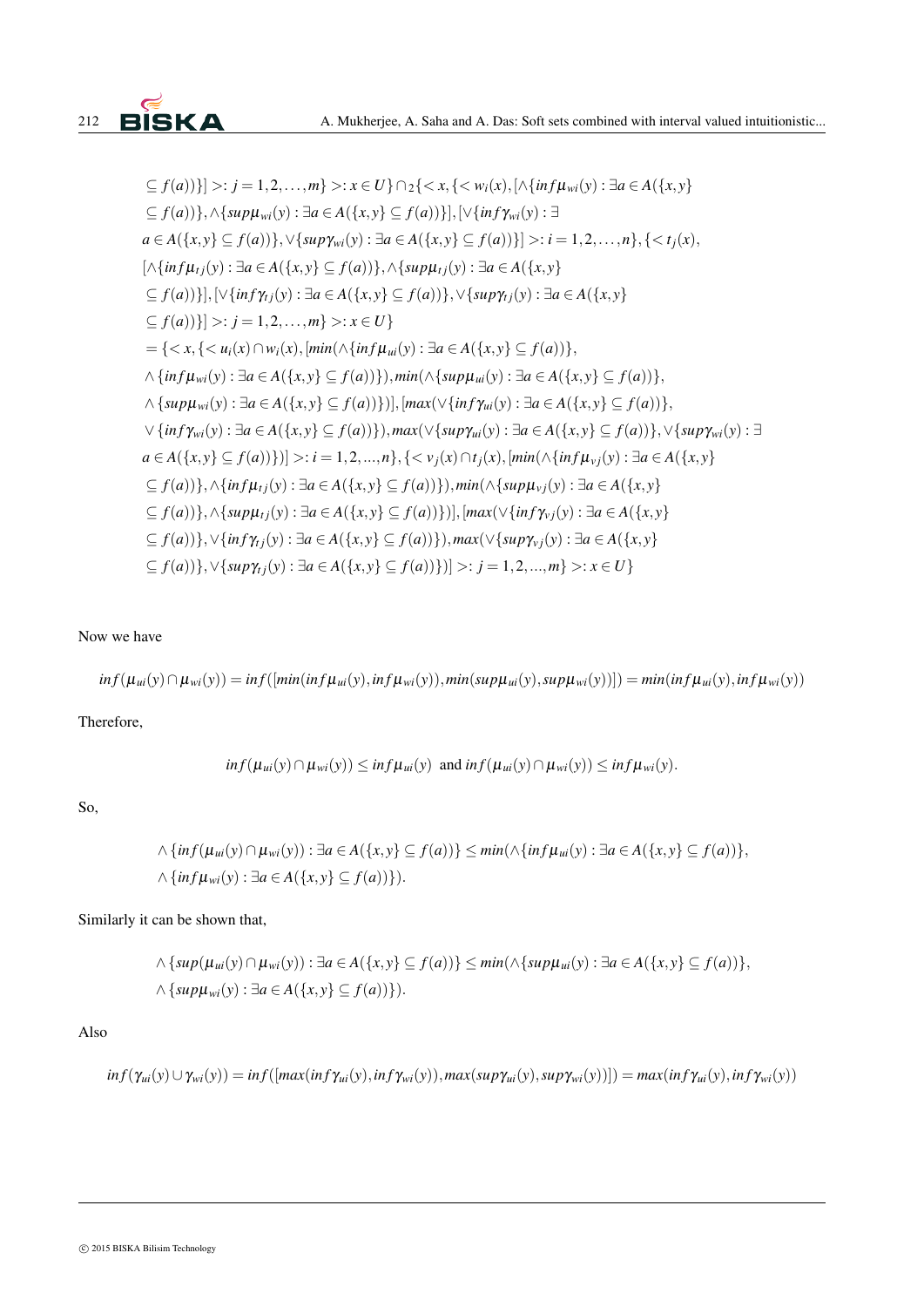$$\subseteq f(a))\}] >: j = 1,2,\ldots,m\} >: x \in U\} \cap_2 \{< x, \{< w_i(x), [\wedge\{inf\mu_{wi}(y) : \exists a \in A(\{x,y\}$$
$$\subseteq f(a))\}, \wedge\{sup\mu_{wi}(y) : \exists a \in A(\{x,y\} \subseteq f(a))\}], [\vee\{inf\gamma_{wi}(y) : \exists$$
$$a \in A(\{x,y\} \subseteq f(a))\}, \vee\{sup\gamma_{wi}(y) : \exists a \in A(\{x,y\} \subseteq f(a))\}] >: i = 1,2,\ldots,n\}, \{< t_j(x),$$
$$[\wedge\{inf\mu_{tj}(y) : \exists a \in A(\{x,y\} \subseteq f(a))\}, \wedge\{sup\mu_{tj}(y) : \exists a \in A(\{x,y\}$$
$$\subseteq f(a))\}], [\vee\{inf\gamma_{tj}(y) : \exists a \in A(\{x,y\} \subseteq f(a))\}, \vee\{sup\gamma_{tj}(y) : \exists a \in A(\{x,y\}$$
$$\subseteq f(a))\}] >: j = 1,2,\ldots,m\} >: x \in U\}$$
$$= \{< x, \{< u_i(x) \cap w_i(x), [min(\wedge\{inf\mu_{ui}(y) : \exists a \in A(\{x,y\} \subseteq f(a))\},$$
$$\wedge\{inf\mu_{wi}(y) : \exists a \in A(\{x,y\} \subseteq f(a))\}), min(\wedge\{sup\mu_{ui}(y) : \exists a \in A(\{x,y\} \subseteq f(a))\},$$
$$\wedge\{sup\mu_{wi}(y) : \exists a \in A(\{x,y\} \subseteq f(a))\})], [max(\vee\{inf\gamma_{ui}(y) : \exists a \in A(\{x,y\} \subseteq f(a))\},$$
$$\vee\{inf\gamma_{wi}(y) : \exists a \in A(\{x,y\} \subseteq f(a))\}), max(\vee\{sup\gamma_{ui}(y) : \exists a \in A(\{x,y\} \subseteq f(a))\}, \vee\{sup\gamma_{wi}(y) : \exists$$
$$a \in A(\{x,y\} \subseteq f(a))\})] >: i = 1,2,...,n\}, \{< v_j(x) \cap t_j(x), [min(\wedge\{inf\mu_{vj}(y) : \exists a \in A(\{x,y\}$$
$$\subseteq f(a))\}, \wedge\{inf\mu_{tj}(y) : \exists a \in A(\{x,y\} \subseteq f(a))\}), min(\wedge\{sup\mu_{vj}(y) : \exists a \in A(\{x,y\}$$
$$\subseteq f(a))\}, \wedge\{sup\mu_{tj}(y) : \exists a \in A(\{x,y\} \subseteq f(a))\})], [max(\vee\{inf\gamma_{vj}(y) : \exists a \in A(\{x,y\}$$
$$\subseteq f(a))\}, \vee\{inf\gamma_{tj}(y) : \exists a \in A(\{x,y\} \subseteq f(a))\}), max(\vee\{sup\gamma_{vj}(y) : \exists a \in A(\{x,y\}$$
$$\subseteq f(a))\}, \vee\{sup\gamma_{tj}(y) : \exists a \in A(\{x,y\} \subseteq f(a))\})] >: j = 1,2,...,m\} >: x \in U\}$$

Now we have

$$inf(\mu_{ui}(y) \cap \mu_{wi}(y)) = inf([min(inf\mu_{ui}(y), inf\mu_{wi}(y)), min(sup\mu_{ui}(y), sup\mu_{wi}(y))]) = min(inf\mu_{ui}(y), inf\mu_{wi}(y))$$

Therefore,

$$inf(\mu_{ui}(y) \cap \mu_{wi}(y)) \leq inf\mu_{ui}(y) \text{ and } inf(\mu_{ui}(y) \cap \mu_{wi}(y)) \leq inf\mu_{wi}(y).$$

So,

$$\wedge\{inf(\mu_{ui}(y) \cap \mu_{wi}(y)) : \exists a \in A(\{x,y\} \subseteq f(a))\} \leq min(\wedge\{inf\mu_{ui}(y) : \exists a \in A(\{x,y\} \subseteq f(a))\},$$
$$\wedge\{inf\mu_{wi}(y) : \exists a \in A(\{x,y\} \subseteq f(a))\}).$$

Similarly it can be shown that,

$$\wedge\{sup(\mu_{ui}(y) \cap \mu_{wi}(y)) : \exists a \in A(\{x,y\} \subseteq f(a))\} \leq min(\wedge\{sup\mu_{ui}(y) : \exists a \in A(\{x,y\} \subseteq f(a))\},$$
$$\wedge\{sup\mu_{wi}(y) : \exists a \in A(\{x,y\} \subseteq f(a))\}).$$

Also

$$inf(\gamma_{ui}(y) \cup \gamma_{wi}(y)) = inf([max(inf\gamma_{ui}(y), inf\gamma_{wi}(y)), max(sup\gamma_{ui}(y), sup\gamma_{wi}(y))]) = max(inf\gamma_{ui}(y), inf\gamma_{wi}(y))$$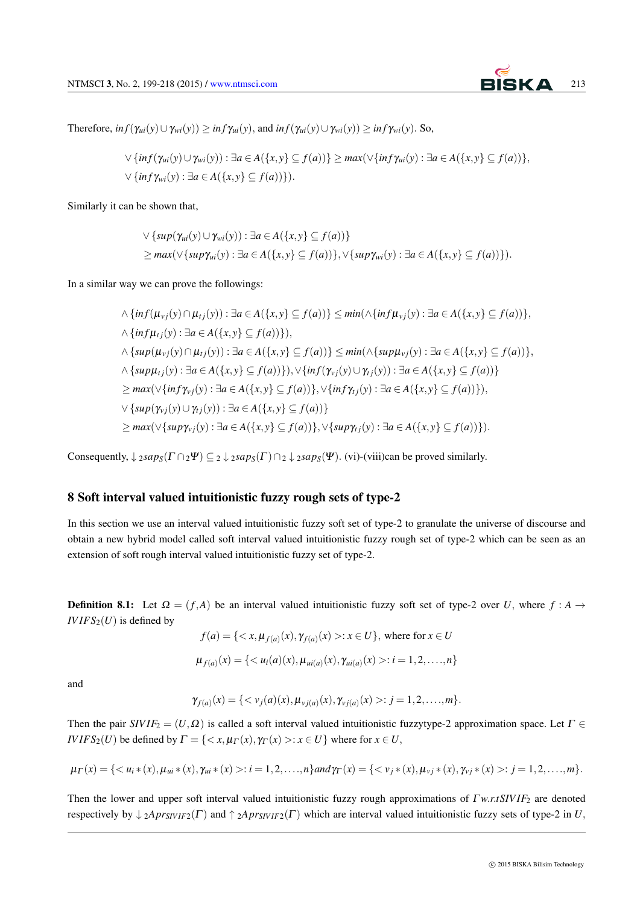Therefore, $inf(\gamma_{ui}(y) \cup \gamma_{wi}(y)) \geq inf\gamma_{ui}(y)$, and $inf(\gamma_{ui}(y) \cup \gamma_{wi}(y)) \geq inf\gamma_{wi}(y)$. So,

$$\vee\{inf(\gamma_{ui}(y) \cup \gamma_{wi}(y)) : \exists a \in A(\{x,y\} \subseteq f(a))\} \geq max(\vee\{inf\gamma_{ui}(y) : \exists a \in A(\{x,y\} \subseteq f(a))\},$$
$$\vee\{inf\gamma_{wi}(y) : \exists a \in A(\{x,y\} \subseteq f(a))\}).$$

Similarly it can be shown that,

$$\vee\{sup(\gamma_{ui}(y) \cup \gamma_{wi}(y)) : \exists a \in A(\{x,y\} \subseteq f(a))\}$$
$$\geq max(\vee\{sup\gamma_{ui}(y) : \exists a \in A(\{x,y\} \subseteq f(a))\}, \vee\{sup\gamma_{wi}(y) : \exists a \in A(\{x,y\} \subseteq f(a))\}).$$

In a similar way we can prove the followings:

$$\wedge\{inf(\mu_{vj}(y) \cap \mu_{tj}(y)) : \exists a \in A(\{x,y\} \subseteq f(a))\} \leq min(\wedge\{inf\mu_{vj}(y) : \exists a \in A(\{x,y\} \subseteq f(a))\},$$
$$\wedge\{inf\mu_{tj}(y) : \exists a \in A(\{x,y\} \subseteq f(a))\}),$$
$$\wedge\{sup(\mu_{vj}(y) \cap \mu_{tj}(y)) : \exists a \in A(\{x,y\} \subseteq f(a))\} \leq min(\wedge\{sup\mu_{vj}(y) : \exists a \in A(\{x,y\} \subseteq f(a))\},$$
$$\wedge\{sup\mu_{tj}(y) : \exists a \in A(\{x,y\} \subseteq f(a))\}), \vee\{inf(\gamma_{vj}(y) \cup \gamma_{tj}(y)) : \exists a \in A(\{x,y\} \subseteq f(a))\}$$
$$\geq max(\vee\{inf\gamma_{vj}(y) : \exists a \in A(\{x,y\} \subseteq f(a))\}, \vee\{inf\gamma_{tj}(y) : \exists a \in A(\{x,y\} \subseteq f(a))\}),$$
$$\vee\{sup(\gamma_{vj}(y) \cup \gamma_{tj}(y)) : \exists a \in A(\{x,y\} \subseteq f(a))\}$$
$$\geq max(\vee\{sup\gamma_{vj}(y) : \exists a \in A(\{x,y\} \subseteq f(a))\}, \vee\{sup\gamma_{tj}(y) : \exists a \in A(\{x,y\} \subseteq f(a))\}).$$

Consequently, $\downarrow_2 saps_S(\Gamma \cap_2 \Psi) \subseteq_2 \downarrow_2 saps_S(\Gamma) \cap_2 \downarrow_2 saps_S(\Psi)$. (vi)-(viii)can be proved similarly.

## 8 Soft interval valued intuitionistic fuzzy rough sets of type-2

In this section we use an interval valued intuitionistic fuzzy soft set of type-2 to granulate the universe of discourse and obtain a new hybrid model called soft interval valued intuitionistic fuzzy rough set of type-2 which can be seen as an extension of soft rough interval valued intuitionistic fuzzy set of type-2.

**Definition 8.1:** Let $\Omega = (f,A)$ be an interval valued intuitionistic fuzzy soft set of type-2 over $U$, where $f : A \to IVIFS_2(U)$ is defined by

$$f(a) = \{< x, \mu_{f(a)}(x), \gamma_{f(a)}(x) >: x \in U\}, \text{ where for } x \in U$$

$$\mu_{f(a)}(x) = \{< u_i(a)(x), \mu_{ui(a)}(x), \gamma_{ui(a)}(x) >: i = 1,2,\ldots,n\}$$

and

$$\gamma_{f(a)}(x) = \{< v_j(a)(x), \mu_{vj(a)}(x), \gamma_{vj(a)}(x) >: j = 1,2,\ldots,m\}.$$

Then the pair $SIVIF_2 = (U,\Omega)$ is called a soft interval valued intuitionistic fuzzytype-2 approximation space. Let $\Gamma \in IVIFS_2(U)$ be defined by $\Gamma = \{< x, \mu_\Gamma(x), \gamma_\Gamma(x) >: x \in U\}$ where for $x \in U$,

$$\mu_\Gamma(x) = \{< u_i*(x), \mu_{ui}*(x), \gamma_{ui}*(x) >: i = 1,2,\ldots,n\} and \gamma_\Gamma(x) = \{< v_j*(x), \mu_{vj}*(x), \gamma_{vj}*(x) >: j = 1,2,\ldots,m\}.$$

Then the lower and upper soft interval valued intuitionistic fuzzy rough approximations of $\Gamma$ w.r.t $SIVIF_2$ are denoted respectively by $\downarrow_2 Apr_{SIVIF2}(\Gamma)$ and $\uparrow_2 Apr_{SIVIF2}(\Gamma)$ which are interval valued intuitionistic fuzzy sets of type-2 in $U$,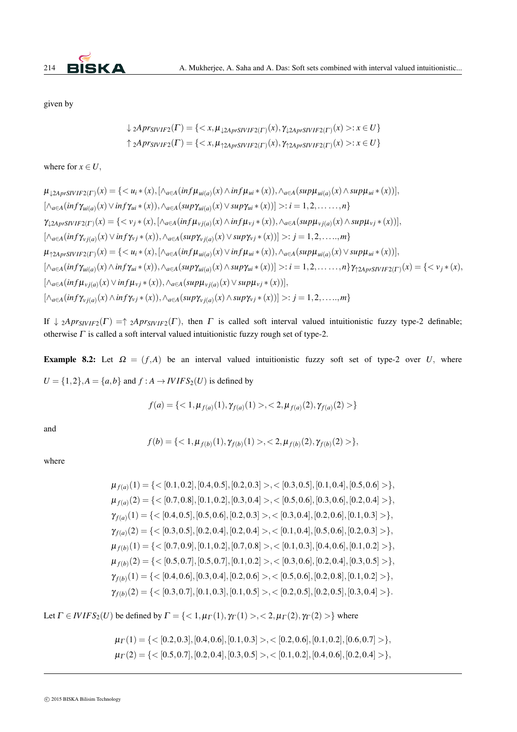given by

$$\downarrow {}_2Apr_{SIVIF2}(\Gamma) = \{< x, \mu_{\downarrow 2AprSIVIF2(\Gamma)}(x), \gamma_{\downarrow 2AprSIVIF2(\Gamma)}(x) >: x \in U\}$$
$$\uparrow {}_2Apr_{SIVIF2}(\Gamma) = \{< x, \mu_{\uparrow 2AprSIVIF2(\Gamma)}(x), \gamma_{\uparrow 2AprSIVIF2(\Gamma)}(x) >: x \in U\}$$

where for $x \in U$,

$\mu_{\downarrow 2AprSIVIF2(\Gamma)}(x) = \{< u_i * (x), [\wedge_{a\in A}(inf\mu_{ui(a)}(x) \wedge inf\mu_{ui} * (x)), \wedge_{a\in A}(sup\mu_{ui(a)}(x) \wedge sup\mu_{ui} * (x))],$
$[\wedge_{a\in A}(inf\gamma_{ui(a)}(x) \vee inf\gamma_{ui} * (x)), \wedge_{a\in A}(sup\gamma_{ui(a)}(x) \vee sup\gamma_{ui} * (x))] >: i = 1, 2, \ldots\ldots, n\}$
$\gamma_{\downarrow 2AprSIVIF2(\Gamma)}(x) = \{< v_j * (x), [\wedge_{a\in A}(inf\mu_{vj(a)}(x) \wedge inf\mu_{vj} * (x)), \wedge_{a\in A}(sup\mu_{vj(a)}(x) \wedge sup\mu_{vj} * (x))],$
$[\wedge_{a\in A}(inf\gamma_{vj(a)}(x) \vee inf\gamma_{vj} * (x)), \wedge_{a\in A}(sup\gamma_{vj(a)}(x) \vee sup\gamma_{vj} * (x))] >: j = 1, 2, \ldots.., m\}$
$\mu_{\uparrow 2AprSIVIF2(\Gamma)}(x) = \{< u_i * (x), [\wedge_{a\in A}(inf\mu_{ui(a)}(x) \vee inf\mu_{ui} * (x)), \wedge_{a\in A}(sup\mu_{ui(a)}(x) \vee sup\mu_{ui} * (x))],$
$[\wedge_{a\in A}(inf\gamma_{ui(a)}(x) \wedge inf\gamma_{ui} * (x)), \wedge_{a\in A}(sup\gamma_{ui(a)}(x) \wedge sup\gamma_{ui} * (x))] >: i = 1, 2, \ldots\ldots, n\}$ $\gamma_{\uparrow 2AprSIVIF2(\Gamma)}(x) = \{< v_j * (x),$
$[\wedge_{a\in A}(inf\mu_{vj(a)}(x) \vee inf\mu_{vj} * (x)), \wedge_{a\in A}(sup\mu_{vj(a)}(x) \vee sup\mu_{vj} * (x))],$
$[\wedge_{a\in A}(inf\gamma_{vj(a)}(x) \wedge inf\gamma_{vj} * (x)), \wedge_{a\in A}(sup\gamma_{vj(a)}(x) \wedge sup\gamma_{vj} * (x))] >: j = 1, 2, \ldots.., m\}$

If $\downarrow {}_2Apr_{SIVIF2}(\Gamma) = \uparrow {}_2Apr_{SIVIF2}(\Gamma)$, then $\Gamma$ is called soft interval valued intuitionistic fuzzy type-2 definable; otherwise $\Gamma$ is called a soft interval valued intuitionistic fuzzy rough set of type-2.

**Example 8.2:** Let $\Omega = (f, A)$ be an interval valued intuitionistic fuzzy soft set of type-2 over $U$, where $U = \{1, 2\}, A = \{a, b\}$ and $f : A \to IVIFS_2(U)$ is defined by

$$f(a) = \{< 1, \mu_{f(a)}(1), \gamma_{f(a)}(1) >, < 2, \mu_{f(a)}(2), \gamma_{f(a)}(2) >\}$$

and

$$f(b) = \{< 1, \mu_{f(b)}(1), \gamma_{f(b)}(1) >, < 2, \mu_{f(b)}(2), \gamma_{f(b)}(2) >\},$$

where

$$\mu_{f(a)}(1) = \{< [0.1, 0.2], [0.4, 0.5], [0.2, 0.3] >, < [0.3, 0.5], [0.1, 0.4], [0.5, 0.6] >\},$$
$$\mu_{f(a)}(2) = \{< [0.7, 0.8], [0.1, 0.2], [0.3, 0.4] >, < [0.5, 0.6], [0.3, 0.6], [0.2, 0.4] >\},$$
$$\gamma_{f(a)}(1) = \{< [0.4, 0.5], [0.5, 0.6], [0.2, 0.3] >, < [0.3, 0.4], [0.2, 0.6], [0.1, 0.3] >\},$$
$$\gamma_{f(a)}(2) = \{< [0.3, 0.5], [0.2, 0.4], [0.2, 0.4] >, < [0.1, 0.4], [0.5, 0.6], [0.2, 0.3] >\},$$
$$\mu_{f(b)}(1) = \{< [0.7, 0.9], [0.1, 0.2], [0.7, 0.8] >, < [0.1, 0.3], [0.4, 0.6], [0.1, 0.2] >\},$$
$$\mu_{f(b)}(2) = \{< [0.5, 0.7], [0.5, 0.7], [0.1, 0.2] >, < [0.3, 0.6], [0.2, 0.4], [0.3, 0.5] >\},$$
$$\gamma_{f(b)}(1) = \{< [0.4, 0.6], [0.3, 0.4], [0.2, 0.6] >, < [0.5, 0.6], [0.2, 0.8], [0.1, 0.2] >\},$$
$$\gamma_{f(b)}(2) = \{< [0.3, 0.7], [0.1, 0.3], [0.1, 0.5] >, < [0.2, 0.5], [0.2, 0.5], [0.3, 0.4] >\}.$$

Let $\Gamma \in IVIFS_2(U)$ be defined by $\Gamma = \{< 1, \mu_\Gamma(1), \gamma_\Gamma(1) >, < 2, \mu_\Gamma(2), \gamma_\Gamma(2) >\}$ where

$$\mu_\Gamma(1) = \{< [0.2, 0.3], [0.4, 0.6], [0.1, 0.3] >, < [0.2, 0.6], [0.1, 0.2], [0.6, 0.7] >\},$$
$$\mu_\Gamma(2) = \{< [0.5, 0.7], [0.2, 0.4], [0.3, 0.5] >, < [0.1, 0.2], [0.4, 0.6], [0.2, 0.4] >\},$$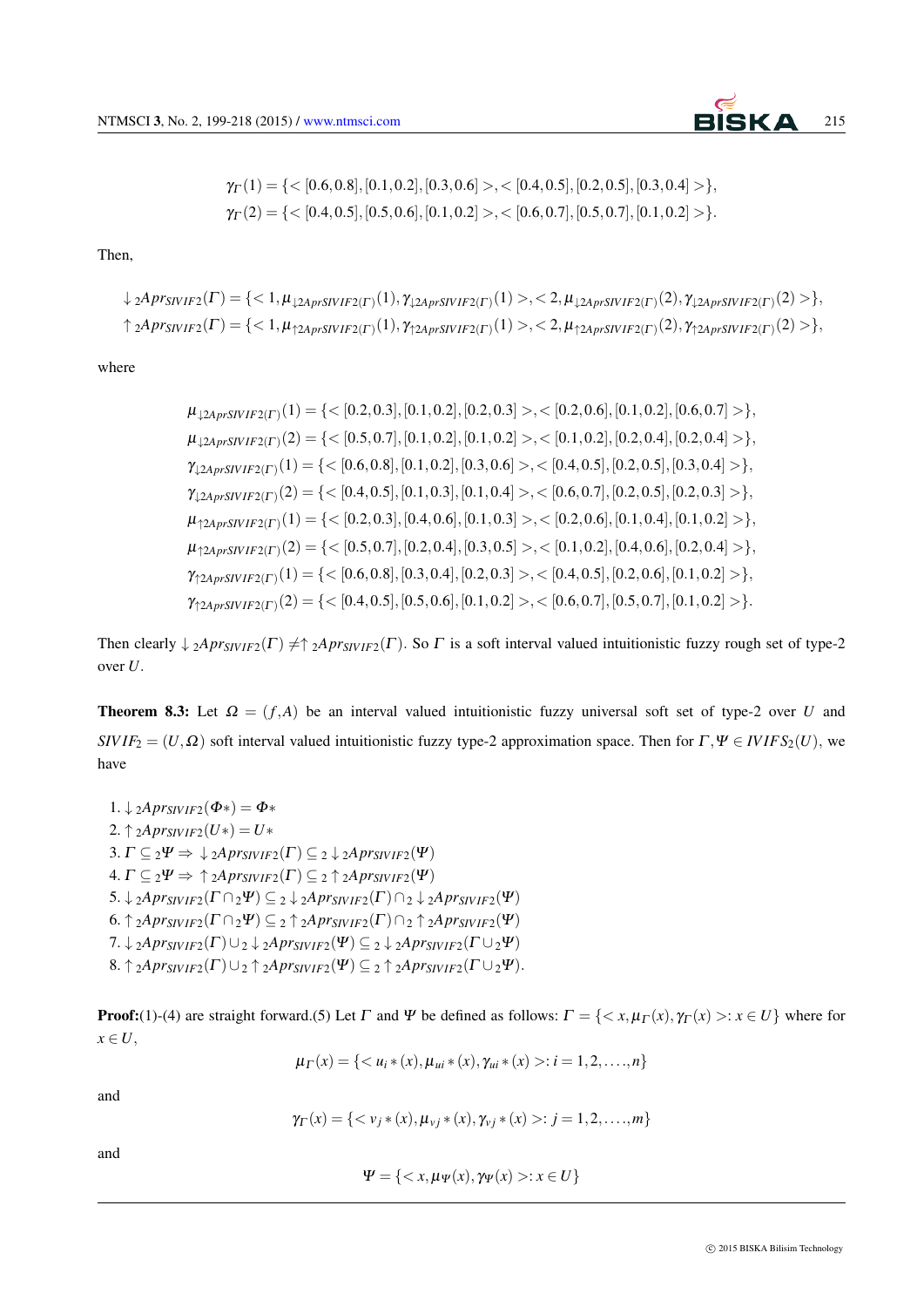$$\gamma_{\Gamma}(1) = \{< [0.6,0.8],[0.1,0.2],[0.3,0.6] >,< [0.4,0.5],[0.2,0.5],[0.3,0.4] >\},$$
$$\gamma_{\Gamma}(2) = \{< [0.4,0.5],[0.5,0.6],[0.1,0.2] >,< [0.6,0.7],[0.5,0.7],[0.1,0.2] >\}.$$

Then,

$$\downarrow {}_2Apr_{SIVIF2}(\Gamma) = \{< 1, \mu_{\downarrow 2AprSIVIF2(\Gamma)}(1), \gamma_{\downarrow 2AprSIVIF2(\Gamma)}(1) >, < 2, \mu_{\downarrow 2AprSIVIF2(\Gamma)}(2), \gamma_{\downarrow 2AprSIVIF2(\Gamma)}(2) >\},$$
$$\uparrow {}_2Apr_{SIVIF2}(\Gamma) = \{< 1, \mu_{\uparrow 2AprSIVIF2(\Gamma)}(1), \gamma_{\uparrow 2AprSIVIF2(\Gamma)}(1) >, < 2, \mu_{\uparrow 2AprSIVIF2(\Gamma)}(2), \gamma_{\uparrow 2AprSIVIF2(\Gamma)}(2) >\},$$

where

$$\mu_{\downarrow 2AprSIVIF2(\Gamma)}(1) = \{< [0.2,0.3],[0.1,0.2],[0.2,0.3] >,< [0.2,0.6],[0.1,0.2],[0.6,0.7] >\},$$
$$\mu_{\downarrow 2AprSIVIF2(\Gamma)}(2) = \{< [0.5,0.7],[0.1,0.2],[0.1,0.2] >,< [0.1,0.2],[0.2,0.4],[0.2,0.4] >\},$$
$$\gamma_{\downarrow 2AprSIVIF2(\Gamma)}(1) = \{< [0.6,0.8],[0.1,0.2],[0.3,0.6] >,< [0.4,0.5],[0.2,0.5],[0.3,0.4] >\},$$
$$\gamma_{\downarrow 2AprSIVIF2(\Gamma)}(2) = \{< [0.4,0.5],[0.1,0.3],[0.1,0.4] >,< [0.6,0.7],[0.2,0.5],[0.2,0.3] >\},$$
$$\mu_{\uparrow 2AprSIVIF2(\Gamma)}(1) = \{< [0.2,0.3],[0.4,0.6],[0.1,0.3] >,< [0.2,0.6],[0.1,0.4],[0.1,0.2] >\},$$
$$\mu_{\uparrow 2AprSIVIF2(\Gamma)}(2) = \{< [0.5,0.7],[0.2,0.4],[0.3,0.5] >,< [0.1,0.2],[0.4,0.6],[0.2,0.4] >\},$$
$$\gamma_{\uparrow 2AprSIVIF2(\Gamma)}(1) = \{< [0.6,0.8],[0.3,0.4],[0.2,0.3] >,< [0.4,0.5],[0.2,0.6],[0.1,0.2] >\},$$
$$\gamma_{\uparrow 2AprSIVIF2(\Gamma)}(2) = \{< [0.4,0.5],[0.5,0.6],[0.1,0.2] >,< [0.6,0.7],[0.5,0.7],[0.1,0.2] >\}.$$

Then clearly $\downarrow {}_2Apr_{SIVIF2}(\Gamma) \neq \uparrow {}_2Apr_{SIVIF2}(\Gamma)$. So $\Gamma$ is a soft interval valued intuitionistic fuzzy rough set of type-2 over $U$.

**Theorem 8.3:** Let $\Omega = (f,A)$ be an interval valued intuitionistic fuzzy universal soft set of type-2 over $U$ and $SIVIF_2 = (U,\Omega)$ soft interval valued intuitionistic fuzzy type-2 approximation space. Then for $\Gamma, \Psi \in IVIFS_2(U)$, we have

1. $\downarrow {}_2Apr_{SIVIF2}(\Phi*) = \Phi*$
2. $\uparrow {}_2Apr_{SIVIF2}(U*) = U*$
3. $\Gamma \subseteq {}_2\Psi \Rightarrow \downarrow {}_2Apr_{SIVIF2}(\Gamma) \subseteq {}_2 \downarrow {}_2Apr_{SIVIF2}(\Psi)$
4. $\Gamma \subseteq {}_2\Psi \Rightarrow \uparrow {}_2Apr_{SIVIF2}(\Gamma) \subseteq {}_2 \uparrow {}_2Apr_{SIVIF2}(\Psi)$
5. $\downarrow {}_2Apr_{SIVIF2}(\Gamma \cap {}_2\Psi) \subseteq {}_2 \downarrow {}_2Apr_{SIVIF2}(\Gamma) \cap {}_2 \downarrow {}_2Apr_{SIVIF2}(\Psi)$
6. $\uparrow {}_2Apr_{SIVIF2}(\Gamma \cap {}_2\Psi) \subseteq {}_2 \uparrow {}_2Apr_{SIVIF2}(\Gamma) \cap {}_2 \uparrow {}_2Apr_{SIVIF2}(\Psi)$
7. $\downarrow {}_2Apr_{SIVIF2}(\Gamma) \cup {}_2 \downarrow {}_2Apr_{SIVIF2}(\Psi) \subseteq {}_2 \downarrow {}_2Apr_{SIVIF2}(\Gamma \cup {}_2\Psi)$
8. $\uparrow {}_2Apr_{SIVIF2}(\Gamma) \cup {}_2 \uparrow {}_2Apr_{SIVIF2}(\Psi) \subseteq {}_2 \uparrow {}_2Apr_{SIVIF2}(\Gamma \cup {}_2\Psi)$.

**Proof:**(1)-(4) are straight forward.(5) Let $\Gamma$ and $\Psi$ be defined as follows: $\Gamma = \{< x, \mu_{\Gamma}(x), \gamma_{\Gamma}(x) >: x \in U\}$ where for $x \in U$,

$$\mu_{\Gamma}(x) = \{< u_i*(x), \mu_{ui}*(x), \gamma_{ui}*(x) >: i = 1,2,\ldots,n\}$$

and

$$\gamma_{\Gamma}(x) = \{< v_j*(x), \mu_{vj}*(x), \gamma_{vj}*(x) >: j = 1,2,\ldots,m\}$$

and

$$\Psi = \{< x, \mu_{\Psi}(x), \gamma_{\Psi}(x) >: x \in U\}$$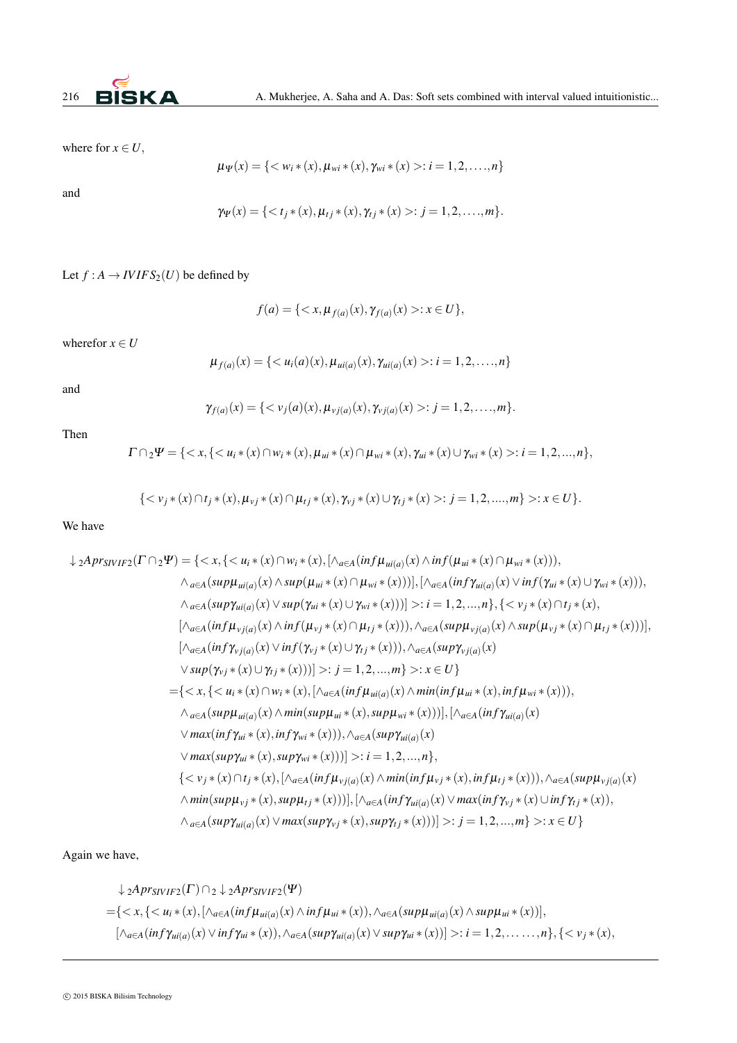where for $x \in U$,

$$\mu_{\Psi}(x) = \{< w_i*(x), \mu_{wi}*(x), \gamma_{wi}*(x) >: i = 1,2,\ldots,n\}$$

and

$$\gamma_{\Psi}(x) = \{< t_j*(x), \mu_{tj}*(x), \gamma_{tj}*(x) >: j = 1,2,\ldots,m\}.$$

Let $f : A \to IVIFS_2(U)$ be defined by

$$f(a) = \{< x, \mu_{f(a)}(x), \gamma_{f(a)}(x) >: x \in U\},$$

wherefor $x \in U$

$$\mu_{f(a)}(x) = \{< u_i(a)(x), \mu_{ui(a)}(x), \gamma_{ui(a)}(x) >: i = 1,2,\ldots,n\}$$

and

$$\gamma_{f(a)}(x) = \{< v_j(a)(x), \mu_{vj(a)}(x), \gamma_{vj(a)}(x) >: j = 1,2,\ldots,m\}.$$

Then

$$\Gamma \cap_2 \Psi = \{< x, \{< u_i*(x) \cap w_i*(x), \mu_{ui}*(x) \cap \mu_{wi}*(x), \gamma_{ui}*(x) \cup \gamma_{wi}*(x) >: i = 1,2,...,n\},$$

$$\{< v_j*(x) \cap t_j*(x), \mu_{vj}*(x) \cap \mu_{tj}*(x), \gamma_{vj}*(x) \cup \gamma_{tj}*(x) >: j = 1,2,....,m\} >: x \in U\}.$$

We have

$$\begin{aligned}
\downarrow_2 Apr_{SIVIF2}(\Gamma \cap_2 \Psi) = \{&< x, \{< u_i*(x) \cap w_i*(x), [\wedge_{a\in A}(inf\mu_{ui(a)}(x) \wedge inf(\mu_{ui}*(x) \cap \mu_{wi}*(x))),\\
&\wedge_{a\in A}(sup\mu_{ui(a)}(x) \wedge sup(\mu_{ui}*(x) \cap \mu_{wi}*(x)))], [\wedge_{a\in A}(inf\gamma_{ui(a)}(x) \vee inf(\gamma_{ui}*(x) \cup \gamma_{wi}*(x))),\\
&\wedge_{a\in A}(sup\gamma_{ui(a)}(x) \vee sup(\gamma_{ui}*(x) \cup \gamma_{wi}*(x)))] >: i = 1,2,...,n\}, \{< v_j*(x) \cap t_j*(x),\\
&[\wedge_{a\in A}(inf\mu_{vj(a)}(x) \wedge inf(\mu_{vj}*(x) \cap \mu_{tj}*(x))), \wedge_{a\in A}(sup\mu_{vj(a)}(x) \wedge sup(\mu_{vj}*(x) \cap \mu_{tj}*(x)))],\\
&[\wedge_{a\in A}(inf\gamma_{vj(a)}(x) \vee inf(\gamma_{vj}*(x) \cup \gamma_{tj}*(x))), \wedge_{a\in A}(sup\gamma_{vj(a)}(x)\\
&\vee sup(\gamma_{vj}*(x) \cup \gamma_{tj}*(x)))] >: j = 1,2,...,m\} >: x \in U\}\\
= \{&< x, \{< u_i*(x) \cap w_i*(x), [\wedge_{a\in A}(inf\mu_{ui(a)}(x) \wedge min(inf\mu_{ui}*(x), inf\mu_{wi}*(x))),\\
&\wedge_{a\in A}(sup\mu_{ui(a)}(x) \wedge min(sup\mu_{ui}*(x), sup\mu_{wi}*(x)))], [\wedge_{a\in A}(inf\gamma_{ui(a)}(x)\\
&\vee max(inf\gamma_{ui}*(x), inf\gamma_{wi}*(x))), \wedge_{a\in A}(sup\gamma_{ui(a)}(x)\\
&\vee max(sup\gamma_{ui}*(x), sup\gamma_{wi}*(x)))] >: i = 1,2,...,n\},\\
&\{< v_j*(x) \cap t_j*(x), [\wedge_{a\in A}(inf\mu_{vj(a)}(x) \wedge min(inf\mu_{vj}*(x), inf\mu_{tj}*(x))), \wedge_{a\in A}(sup\mu_{vj(a)}(x)\\
&\wedge min(sup\mu_{vj}*(x), sup\mu_{tj}*(x)))], [\wedge_{a\in A}(inf\gamma_{ui(a)}(x) \vee max(inf\gamma_{vj}*(x) \cup inf\gamma_{tj}*(x)),\\
&\wedge_{a\in A}(sup\gamma_{ui(a)}(x) \vee max(sup\gamma_{vj}*(x), sup\gamma_{tj}*(x)))] >: j = 1,2,...,m\} >: x \in U\}
\end{aligned}$$

Again we have,

$$\begin{aligned}
&\downarrow_2 Apr_{SIVIF2}(\Gamma) \cap_2 \downarrow_2 Apr_{SIVIF2}(\Psi)\\
=&\{< x, \{< u_i*(x), [\wedge_{a\in A}(inf\mu_{ui(a)}(x) \wedge inf\mu_{ui}*(x)), \wedge_{a\in A}(sup\mu_{ui(a)}(x) \wedge sup\mu_{ui}*(x))],\\
&[\wedge_{a\in A}(inf\gamma_{ui(a)}(x) \vee inf\gamma_{ui}*(x)), \wedge_{a\in A}(sup\gamma_{ui(a)}(x) \vee sup\gamma_{ui}*(x))] >: i = 1,2,\ldots\ldots,n\}, \{< v_j*(x),
\end{aligned}$$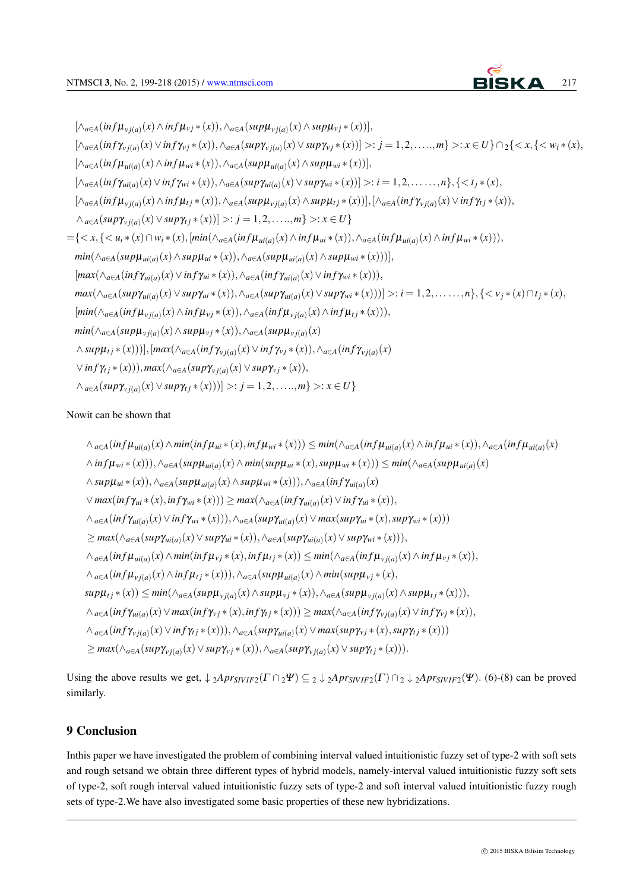$$[\wedge_{a\in A}(inf\mu_{vj(a)}(x)\wedge inf\mu_{vj}*(x)),\wedge_{a\in A}(sup\mu_{vj(a)}(x)\wedge sup\mu_{vj}*(x))],$$
$$[\wedge_{a\in A}(inf\gamma_{vj(a)}(x)\vee inf\gamma_{vj}*(x)),\wedge_{a\in A}(sup\gamma_{vj(a)}(x)\vee sup\gamma_{vj}*(x))]>:j=1,2,\ldots..,m\}>:x\in U\}\cap_2\{<x,\{<w_i*(x),$$
$$[\wedge_{a\in A}(inf\mu_{ui(a)}(x)\wedge inf\mu_{wi}*(x)),\wedge_{a\in A}(sup\mu_{ui(a)}(x)\wedge sup\mu_{wi}*(x))],$$
$$[\wedge_{a\in A}(inf\gamma_{ui(a)}(x)\vee inf\gamma_{wi}*(x)),\wedge_{a\in A}(sup\gamma_{ui(a)}(x)\vee sup\gamma_{wi}*(x))]>:i=1,2,\ldots\ldots,n\},\{<t_j*(x),$$
$$[\wedge_{a\in A}(inf\mu_{vj(a)}(x)\wedge inf\mu_{tj}*(x)),\wedge_{a\in A}(sup\mu_{vj(a)}(x)\wedge sup\mu_{tj}*(x))],[\wedge_{a\in A}(inf\gamma_{vj(a)}(x)\vee inf\gamma_{tj}*(x)),$$
$$\wedge_{a\in A}(sup\gamma_{vj(a)}(x)\vee sup\gamma_{tj}*(x))]>:j=1,2,\ldots..,m\}>:x\in U\}$$
$$=\{<x,\{<u_i*(x)\cap w_i*(x),[min(\wedge_{a\in A}(inf\mu_{ui(a)}(x)\wedge inf\mu_{ui}*(x)),\wedge_{a\in A}(inf\mu_{ui(a)}(x)\wedge inf\mu_{wi}*(x))),$$
$$min(\wedge_{a\in A}(sup\mu_{ui(a)}(x)\wedge sup\mu_{ui}*(x)),\wedge_{a\in A}(sup\mu_{ui(a)}(x)\wedge sup\mu_{wi}*(x)))],$$
$$[max(\wedge_{a\in A}(inf\gamma_{ui(a)}(x)\vee inf\gamma_{ui}*(x)),\wedge_{a\in A}(inf\gamma_{ui(a)}(x)\vee inf\gamma_{wi}*(x))),$$
$$max(\wedge_{a\in A}(sup\gamma_{ui(a)}(x)\vee sup\gamma_{ui}*(x)),\wedge_{a\in A}(sup\gamma_{ui(a)}(x)\vee sup\gamma_{wi}*(x)))]>:i=1,2,\ldots\ldots,n\},\{<v_j*(x)\cap t_j*(x),$$
$$[min(\wedge_{a\in A}(inf\mu_{vj(a)}(x)\wedge inf\mu_{vj}*(x)),\wedge_{a\in A}(inf\mu_{vj(a)}(x)\wedge inf\mu_{tj}*(x))),$$
$$min(\wedge_{a\in A}(sup\mu_{vj(a)}(x)\wedge sup\mu_{vj}*(x)),\wedge_{a\in A}(sup\mu_{vj(a)}(x)$$
$$\wedge sup\mu_{tj}*(x)))],[max(\wedge_{a\in A}(inf\gamma_{vj(a)}(x)\vee inf\gamma_{vj}*(x)),\wedge_{a\in A}(inf\gamma_{vj(a)}(x)$$
$$\vee inf\gamma_{tj}*(x))),max(\wedge_{a\in A}(sup\gamma_{vj(a)}(x)\vee sup\gamma_{vj}*(x)),$$
$$\wedge_{a\in A}(sup\gamma_{vj(a)}(x)\vee sup\gamma_{tj}*(x)))]>:j=1,2,\ldots..,m\}>:x\in U\}$$

Nowit can be shown that

$$\wedge_{a\in A}(inf\mu_{ui(a)}(x)\wedge min(inf\mu_{ui}*(x),inf\mu_{wi}*(x)))\leq min(\wedge_{a\in A}(inf\mu_{ui(a)}(x)\wedge inf\mu_{ui}*(x)),\wedge_{a\in A}(inf\mu_{ui(a)}(x)$$
$$\wedge inf\mu_{wi}*(x))),\wedge_{a\in A}(sup\mu_{ui(a)}(x)\wedge min(sup\mu_{ui}*(x),sup\mu_{wi}*(x)))\leq min(\wedge_{a\in A}(sup\mu_{ui(a)}(x)$$
$$\wedge sup\mu_{ui}*(x)),\wedge_{a\in A}(sup\mu_{ui(a)}(x)\wedge sup\mu_{wi}*(x))),\wedge_{a\in A}(inf\gamma_{ui(a)}(x)$$
$$\vee max(inf\gamma_{ui}*(x),inf\gamma_{wi}*(x)))\geq max(\wedge_{a\in A}(inf\gamma_{ui(a)}(x)\vee inf\gamma_{ui}*(x)),$$
$$\wedge_{a\in A}(inf\gamma_{ui(a)}(x)\vee inf\gamma_{wi}*(x))),\wedge_{a\in A}(sup\gamma_{ui(a)}(x)\vee max(sup\gamma_{ui}*(x),sup\gamma_{wi}*(x)))$$
$$\geq max(\wedge_{a\in A}(sup\gamma_{ui(a)}(x)\vee sup\gamma_{ui}*(x)),\wedge_{a\in A}(sup\gamma_{ui(a)}(x)\vee sup\gamma_{wi}*(x))),$$
$$\wedge_{a\in A}(inf\mu_{ui(a)}(x)\wedge min(inf\mu_{vj}*(x),inf\mu_{tj}*(x))\leq min(\wedge_{a\in A}(inf\mu_{vj(a)}(x)\wedge inf\mu_{vj}*(x)),$$
$$\wedge_{a\in A}(inf\mu_{vj(a)}(x)\wedge inf\mu_{tj}*(x))),\wedge_{a\in A}(sup\mu_{ui(a)}(x)\wedge min(sup\mu_{vj}*(x),$$
$$sup\mu_{tj}*(x))\leq min(\wedge_{a\in A}(sup\mu_{vj(a)}(x)\wedge sup\mu_{vj}*(x)),\wedge_{a\in A}(sup\mu_{vj(a)}(x)\wedge sup\mu_{tj}*(x))),$$
$$\wedge_{a\in A}(inf\gamma_{ui(a)}(x)\vee max(inf\gamma_{vj}*(x),inf\gamma_{tj}*(x)))\geq max(\wedge_{a\in A}(inf\gamma_{vj(a)}(x)\vee inf\gamma_{vj}*(x)),$$
$$\wedge_{a\in A}(inf\gamma_{vj(a)}(x)\vee inf\gamma_{tj}*(x))),\wedge_{a\in A}(sup\gamma_{ui(a)}(x)\vee max(sup\gamma_{vj}*(x),sup\gamma_{tj}*(x)))$$
$$\geq max(\wedge_{a\in A}(sup\gamma_{vj(a)}(x)\vee sup\gamma_{vj}*(x)),\wedge_{a\in A}(sup\gamma_{vj(a)}(x)\vee sup\gamma_{tj}*(x))).$$

Using the above results we get, $\downarrow{}_2Apr_{SIVIF2}(\Gamma\cap_2\Psi)\subseteq_2\downarrow{}_2Apr_{SIVIF2}(\Gamma)\cap_2\downarrow{}_2Apr_{SIVIF2}(\Psi)$. (6)-(8) can be proved similarly.

## 9 Conclusion

Inthis paper we have investigated the problem of combining interval valued intuitionistic fuzzy set of type-2 with soft sets and rough setsand we obtain three different types of hybrid models, namely-interval valued intuitionistic fuzzy soft sets of type-2, soft rough interval valued intuitionistic fuzzy sets of type-2 and soft interval valued intuitionistic fuzzy rough sets of type-2.We have also investigated some basic properties of these new hybridizations.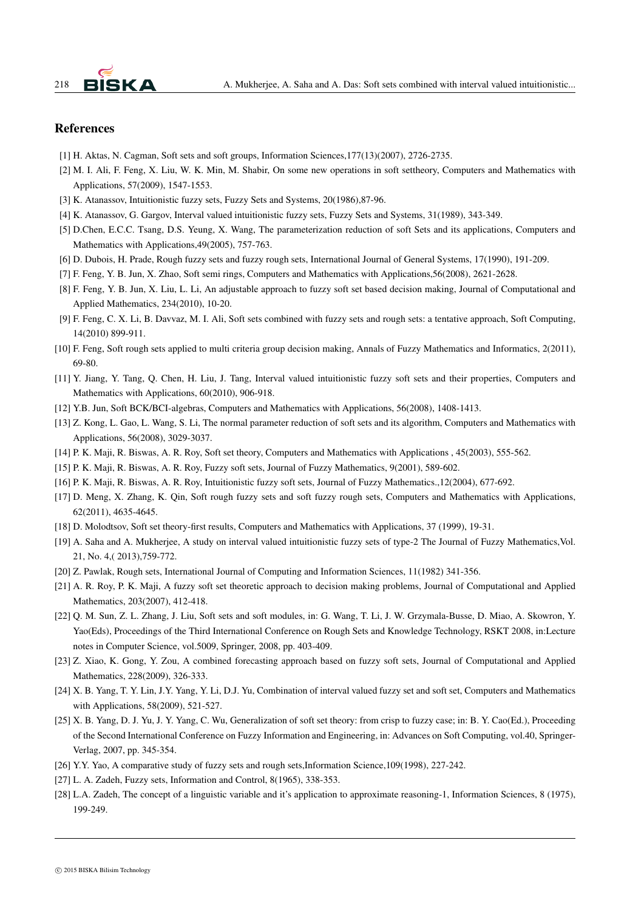## References

[1] H. Aktas, N. Cagman, Soft sets and soft groups, Information Sciences,177(13)(2007), 2726-2735.

[2] M. I. Ali, F. Feng, X. Liu, W. K. Min, M. Shabir, On some new operations in soft settheory, Computers and Mathematics with Applications, 57(2009), 1547-1553.

[3] K. Atanassov, Intuitionistic fuzzy sets, Fuzzy Sets and Systems, 20(1986),87-96.

[4] K. Atanassov, G. Gargov, Interval valued intuitionistic fuzzy sets, Fuzzy Sets and Systems, 31(1989), 343-349.

[5] D.Chen, E.C.C. Tsang, D.S. Yeung, X. Wang, The parameterization reduction of soft Sets and its applications, Computers and Mathematics with Applications,49(2005), 757-763.

[6] D. Dubois, H. Prade, Rough fuzzy sets and fuzzy rough sets, International Journal of General Systems, 17(1990), 191-209.

[7] F. Feng, Y. B. Jun, X. Zhao, Soft semi rings, Computers and Mathematics with Applications,56(2008), 2621-2628.

[8] F. Feng, Y. B. Jun, X. Liu, L. Li, An adjustable approach to fuzzy soft set based decision making, Journal of Computational and Applied Mathematics, 234(2010), 10-20.

[9] F. Feng, C. X. Li, B. Davvaz, M. I. Ali, Soft sets combined with fuzzy sets and rough sets: a tentative approach, Soft Computing, 14(2010) 899-911.

[10] F. Feng, Soft rough sets applied to multi criteria group decision making, Annals of Fuzzy Mathematics and Informatics, 2(2011), 69-80.

[11] Y. Jiang, Y. Tang, Q. Chen, H. Liu, J. Tang, Interval valued intuitionistic fuzzy soft sets and their properties, Computers and Mathematics with Applications, 60(2010), 906-918.

[12] Y.B. Jun, Soft BCK/BCI-algebras, Computers and Mathematics with Applications, 56(2008), 1408-1413.

[13] Z. Kong, L. Gao, L. Wang, S. Li, The normal parameter reduction of soft sets and its algorithm, Computers and Mathematics with Applications, 56(2008), 3029-3037.

[14] P. K. Maji, R. Biswas, A. R. Roy, Soft set theory, Computers and Mathematics with Applications , 45(2003), 555-562.

[15] P. K. Maji, R. Biswas, A. R. Roy, Fuzzy soft sets, Journal of Fuzzy Mathematics, 9(2001), 589-602.

[16] P. K. Maji, R. Biswas, A. R. Roy, Intuitionistic fuzzy soft sets, Journal of Fuzzy Mathematics.,12(2004), 677-692.

[17] D. Meng, X. Zhang, K. Qin, Soft rough fuzzy sets and soft fuzzy rough sets, Computers and Mathematics with Applications, 62(2011), 4635-4645.

[18] D. Molodtsov, Soft set theory-first results, Computers and Mathematics with Applications, 37 (1999), 19-31.

[19] A. Saha and A. Mukherjee, A study on interval valued intuitionistic fuzzy sets of type-2 The Journal of Fuzzy Mathematics,Vol. 21, No. 4,( 2013),759-772.

[20] Z. Pawlak, Rough sets, International Journal of Computing and Information Sciences, 11(1982) 341-356.

[21] A. R. Roy, P. K. Maji, A fuzzy soft set theoretic approach to decision making problems, Journal of Computational and Applied Mathematics, 203(2007), 412-418.

[22] Q. M. Sun, Z. L. Zhang, J. Liu, Soft sets and soft modules, in: G. Wang, T. Li, J. W. Grzymala-Busse, D. Miao, A. Skowron, Y. Yao(Eds), Proceedings of the Third International Conference on Rough Sets and Knowledge Technology, RSKT 2008, in:Lecture notes in Computer Science, vol.5009, Springer, 2008, pp. 403-409.

[23] Z. Xiao, K. Gong, Y. Zou, A combined forecasting approach based on fuzzy soft sets, Journal of Computational and Applied Mathematics, 228(2009), 326-333.

[24] X. B. Yang, T. Y. Lin, J.Y. Yang, Y. Li, D.J. Yu, Combination of interval valued fuzzy set and soft set, Computers and Mathematics with Applications, 58(2009), 521-527.

[25] X. B. Yang, D. J. Yu, J. Y. Yang, C. Wu, Generalization of soft set theory: from crisp to fuzzy case; in: B. Y. Cao(Ed.), Proceeding of the Second International Conference on Fuzzy Information and Engineering, in: Advances on Soft Computing, vol.40, Springer-Verlag, 2007, pp. 345-354.

[26] Y.Y. Yao, A comparative study of fuzzy sets and rough sets,Information Science,109(1998), 227-242.

[27] L. A. Zadeh, Fuzzy sets, Information and Control, 8(1965), 338-353.

[28] L.A. Zadeh, The concept of a linguistic variable and it's application to approximate reasoning-1, Information Sciences, 8 (1975), 199-249.